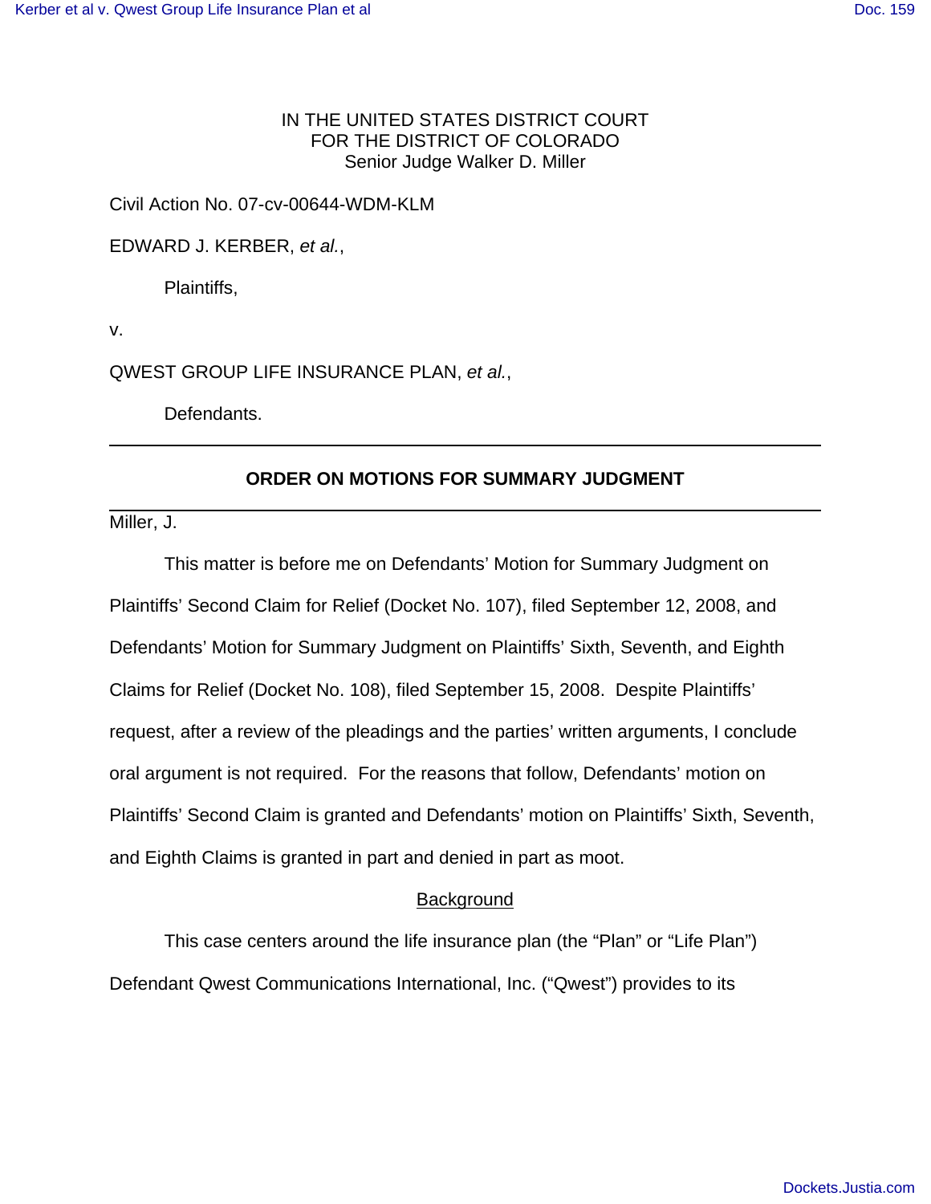IN THE UNITED STATES DISTRICT COURT
FOR THE DISTRICT OF COLORADO
Senior Judge Walker D. Miller

Civil Action No. 07-cv-00644-WDM-KLM

EDWARD J. KERBER, *et al.*,

Plaintiffs,

v.

QWEST GROUP LIFE INSURANCE PLAN, *et al.*,

Defendants.

---

## ORDER ON MOTIONS FOR SUMMARY JUDGMENT

---

Miller, J.

This matter is before me on Defendants' Motion for Summary Judgment on Plaintiffs' Second Claim for Relief (Docket No. 107), filed September 12, 2008, and Defendants' Motion for Summary Judgment on Plaintiffs' Sixth, Seventh, and Eighth Claims for Relief (Docket No. 108), filed September 15, 2008. Despite Plaintiffs' request, after a review of the pleadings and the parties' written arguments, I conclude oral argument is not required. For the reasons that follow, Defendants' motion on Plaintiffs' Second Claim is granted and Defendants' motion on Plaintiffs' Sixth, Seventh, and Eighth Claims is granted in part and denied in part as moot.

<u>Background</u>

This case centers around the life insurance plan (the "Plan" or "Life Plan") Defendant Qwest Communications International, Inc. ("Qwest") provides to its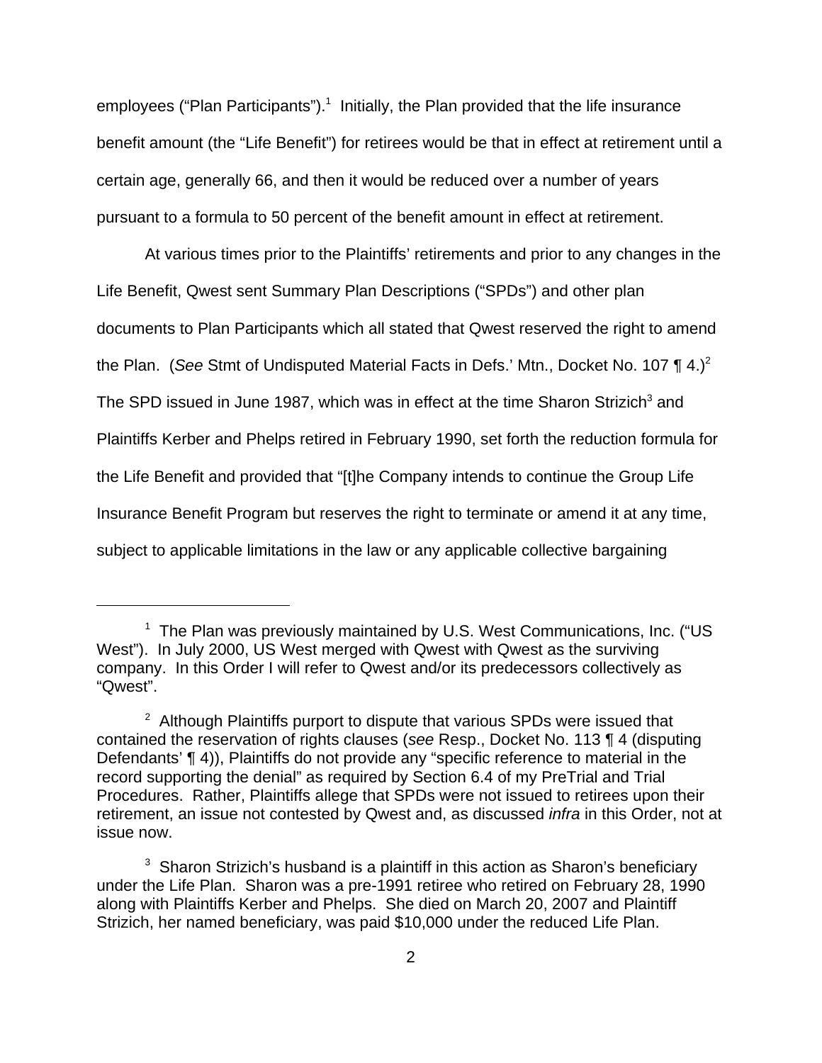employees ("Plan Participants").[1] Initially, the Plan provided that the life insurance benefit amount (the "Life Benefit") for retirees would be that in effect at retirement until a certain age, generally 66, and then it would be reduced over a number of years pursuant to a formula to 50 percent of the benefit amount in effect at retirement.

At various times prior to the Plaintiffs' retirements and prior to any changes in the Life Benefit, Qwest sent Summary Plan Descriptions ("SPDs") and other plan documents to Plan Participants which all stated that Qwest reserved the right to amend the Plan. (*See* Stmt of Undisputed Material Facts in Defs.' Mtn., Docket No. 107 ¶ 4.)[2] The SPD issued in June 1987, which was in effect at the time Sharon Strizich[3] and Plaintiffs Kerber and Phelps retired in February 1990, set forth the reduction formula for the Life Benefit and provided that "[t]he Company intends to continue the Group Life Insurance Benefit Program but reserves the right to terminate or amend it at any time, subject to applicable limitations in the law or any applicable collective bargaining

---

[1] The Plan was previously maintained by U.S. West Communications, Inc. ("US West"). In July 2000, US West merged with Qwest with Qwest as the surviving company. In this Order I will refer to Qwest and/or its predecessors collectively as "Qwest".

[2] Although Plaintiffs purport to dispute that various SPDs were issued that contained the reservation of rights clauses (*see* Resp., Docket No. 113 ¶ 4 (disputing Defendants' ¶ 4)), Plaintiffs do not provide any "specific reference to material in the record supporting the denial" as required by Section 6.4 of my PreTrial and Trial Procedures. Rather, Plaintiffs allege that SPDs were not issued to retirees upon their retirement, an issue not contested by Qwest and, as discussed *infra* in this Order, not at issue now.

[3] Sharon Strizich's husband is a plaintiff in this action as Sharon's beneficiary under the Life Plan. Sharon was a pre-1991 retiree who retired on February 28, 1990 along with Plaintiffs Kerber and Phelps. She died on March 20, 2007 and Plaintiff Strizich, her named beneficiary, was paid $10,000 under the reduced Life Plan.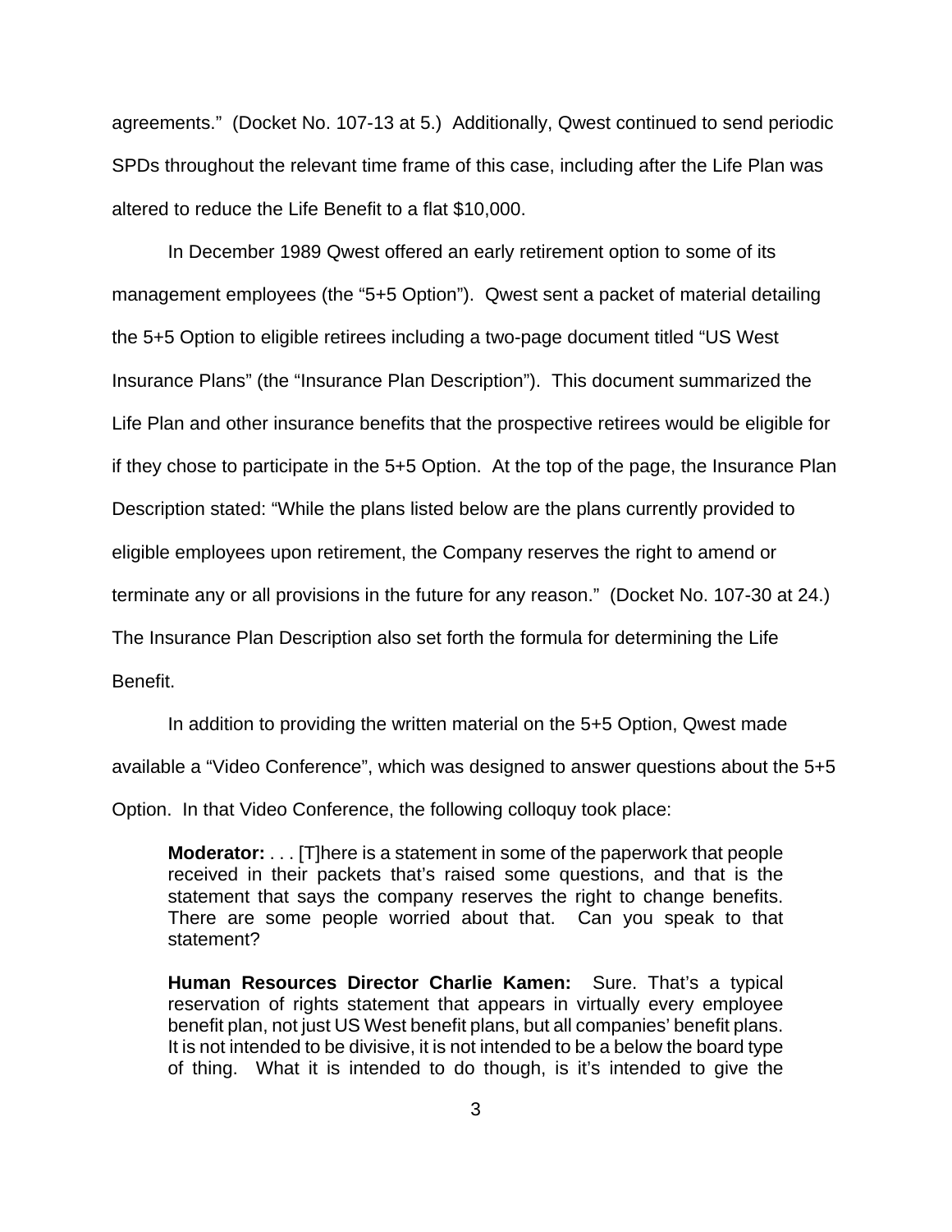agreements." (Docket No. 107-13 at 5.) Additionally, Qwest continued to send periodic SPDs throughout the relevant time frame of this case, including after the Life Plan was altered to reduce the Life Benefit to a flat $10,000.

In December 1989 Qwest offered an early retirement option to some of its management employees (the "5+5 Option"). Qwest sent a packet of material detailing the 5+5 Option to eligible retirees including a two-page document titled "US West Insurance Plans" (the "Insurance Plan Description"). This document summarized the Life Plan and other insurance benefits that the prospective retirees would be eligible for if they chose to participate in the 5+5 Option. At the top of the page, the Insurance Plan Description stated: "While the plans listed below are the plans currently provided to eligible employees upon retirement, the Company reserves the right to amend or terminate any or all provisions in the future for any reason." (Docket No. 107-30 at 24.) The Insurance Plan Description also set forth the formula for determining the Life Benefit.

In addition to providing the written material on the 5+5 Option, Qwest made available a "Video Conference", which was designed to answer questions about the 5+5 Option. In that Video Conference, the following colloquy took place:

> **Moderator:** . . . [T]here is a statement in some of the paperwork that people received in their packets that's raised some questions, and that is the statement that says the company reserves the right to change benefits. There are some people worried about that. Can you speak to that statement?
>
> **Human Resources Director Charlie Kamen:** Sure. That's a typical reservation of rights statement that appears in virtually every employee benefit plan, not just US West benefit plans, but all companies' benefit plans. It is not intended to be divisive, it is not intended to be a below the board type of thing. What it is intended to do though, is it's intended to give the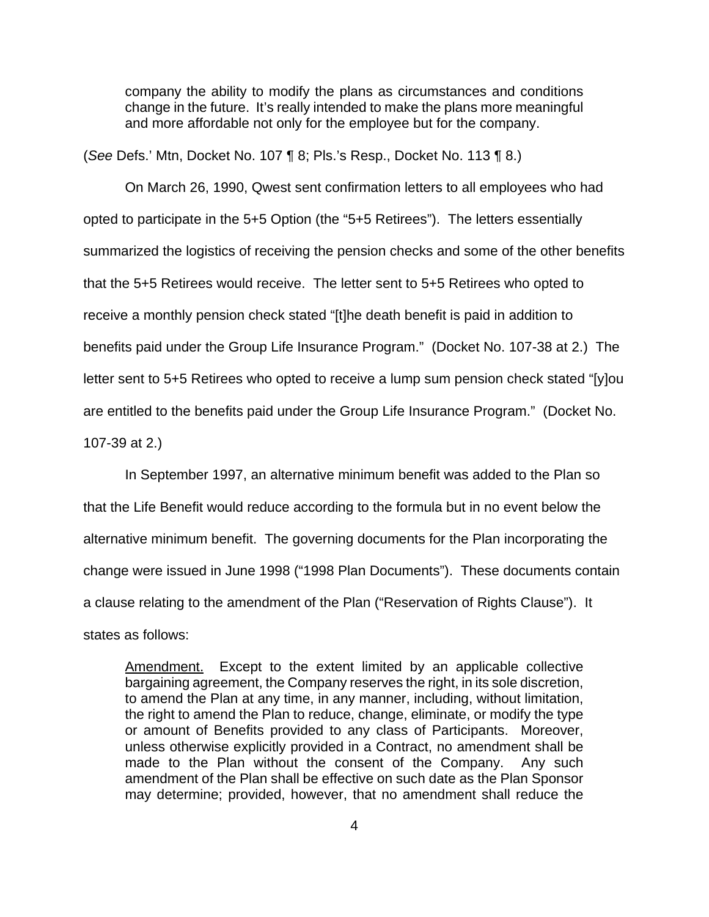> company the ability to modify the plans as circumstances and conditions change in the future. It's really intended to make the plans more meaningful and more affordable not only for the employee but for the company.

(*See* Defs.' Mtn, Docket No. 107 ¶ 8; Pls.'s Resp., Docket No. 113 ¶ 8.)

On March 26, 1990, Qwest sent confirmation letters to all employees who had opted to participate in the 5+5 Option (the "5+5 Retirees"). The letters essentially summarized the logistics of receiving the pension checks and some of the other benefits that the 5+5 Retirees would receive. The letter sent to 5+5 Retirees who opted to receive a monthly pension check stated "[t]he death benefit is paid in addition to benefits paid under the Group Life Insurance Program." (Docket No. 107-38 at 2.) The letter sent to 5+5 Retirees who opted to receive a lump sum pension check stated "[y]ou are entitled to the benefits paid under the Group Life Insurance Program." (Docket No. 107-39 at 2.)

In September 1997, an alternative minimum benefit was added to the Plan so that the Life Benefit would reduce according to the formula but in no event below the alternative minimum benefit. The governing documents for the Plan incorporating the change were issued in June 1998 ("1998 Plan Documents"). These documents contain a clause relating to the amendment of the Plan ("Reservation of Rights Clause"). It states as follows:

> Amendment. Except to the extent limited by an applicable collective bargaining agreement, the Company reserves the right, in its sole discretion, to amend the Plan at any time, in any manner, including, without limitation, the right to amend the Plan to reduce, change, eliminate, or modify the type or amount of Benefits provided to any class of Participants. Moreover, unless otherwise explicitly provided in a Contract, no amendment shall be made to the Plan without the consent of the Company. Any such amendment of the Plan shall be effective on such date as the Plan Sponsor may determine; provided, however, that no amendment shall reduce the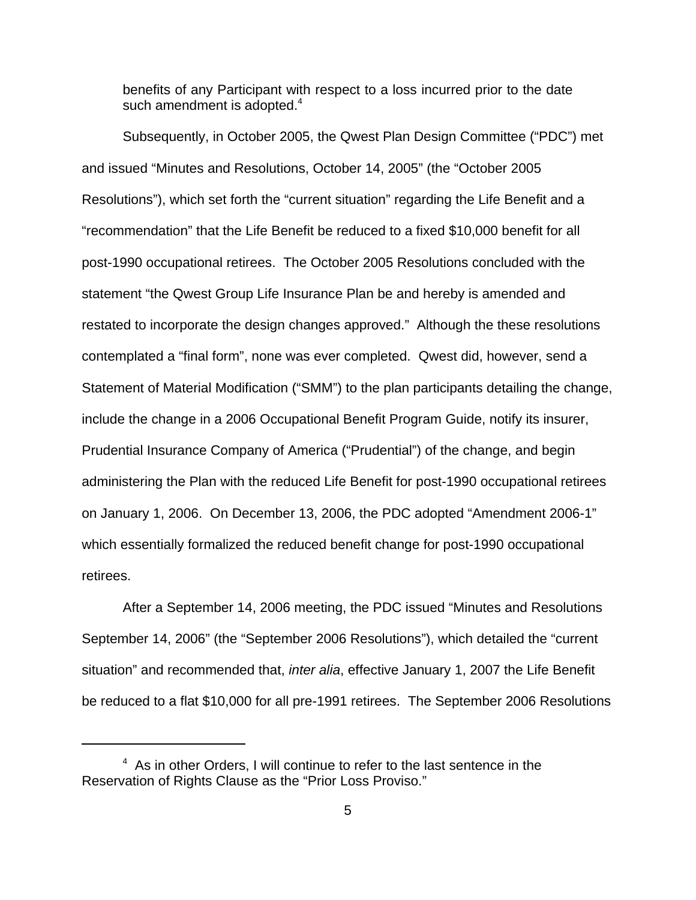benefits of any Participant with respect to a loss incurred prior to the date such amendment is adopted.[4]

Subsequently, in October 2005, the Qwest Plan Design Committee ("PDC") met and issued "Minutes and Resolutions, October 14, 2005" (the "October 2005 Resolutions"), which set forth the "current situation" regarding the Life Benefit and a "recommendation" that the Life Benefit be reduced to a fixed $10,000 benefit for all post-1990 occupational retirees. The October 2005 Resolutions concluded with the statement "the Qwest Group Life Insurance Plan be and hereby is amended and restated to incorporate the design changes approved." Although the these resolutions contemplated a "final form", none was ever completed. Qwest did, however, send a Statement of Material Modification ("SMM") to the plan participants detailing the change, include the change in a 2006 Occupational Benefit Program Guide, notify its insurer, Prudential Insurance Company of America ("Prudential") of the change, and begin administering the Plan with the reduced Life Benefit for post-1990 occupational retirees on January 1, 2006. On December 13, 2006, the PDC adopted "Amendment 2006-1" which essentially formalized the reduced benefit change for post-1990 occupational retirees.

After a September 14, 2006 meeting, the PDC issued "Minutes and Resolutions September 14, 2006" (the "September 2006 Resolutions"), which detailed the "current situation" and recommended that, *inter alia*, effective January 1, 2007 the Life Benefit be reduced to a flat $10,000 for all pre-1991 retirees. The September 2006 Resolutions

---

[4] As in other Orders, I will continue to refer to the last sentence in the Reservation of Rights Clause as the "Prior Loss Proviso."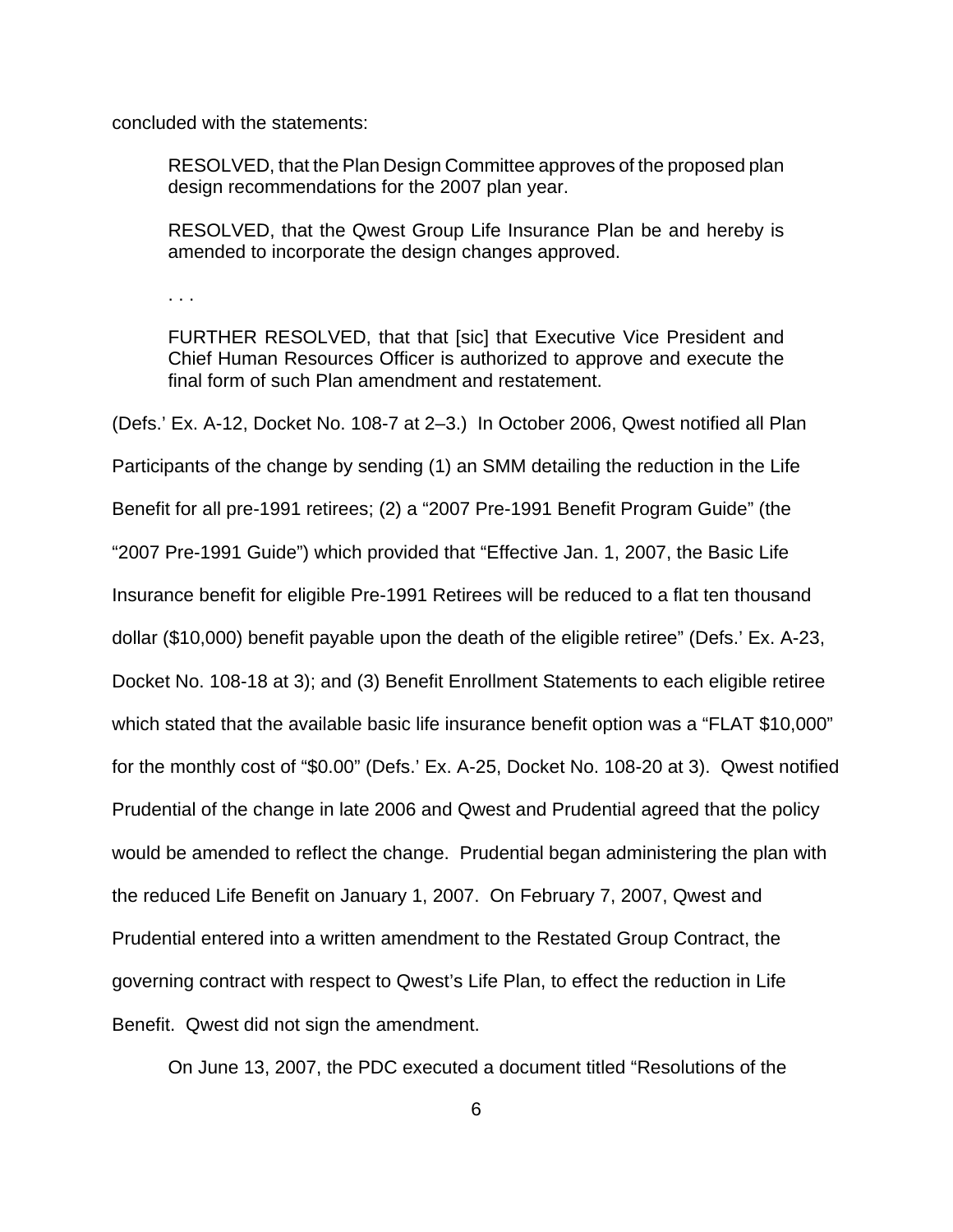concluded with the statements:

> RESOLVED, that the Plan Design Committee approves of the proposed plan design recommendations for the 2007 plan year.
>
> RESOLVED, that the Qwest Group Life Insurance Plan be and hereby is amended to incorporate the design changes approved.
>
> . . .
>
> FURTHER RESOLVED, that that [sic] that Executive Vice President and Chief Human Resources Officer is authorized to approve and execute the final form of such Plan amendment and restatement.

(Defs.' Ex. A-12, Docket No. 108-7 at 2–3.) In October 2006, Qwest notified all Plan Participants of the change by sending (1) an SMM detailing the reduction in the Life Benefit for all pre-1991 retirees; (2) a "2007 Pre-1991 Benefit Program Guide" (the "2007 Pre-1991 Guide") which provided that "Effective Jan. 1, 2007, the Basic Life Insurance benefit for eligible Pre-1991 Retirees will be reduced to a flat ten thousand dollar ($10,000) benefit payable upon the death of the eligible retiree" (Defs.' Ex. A-23, Docket No. 108-18 at 3); and (3) Benefit Enrollment Statements to each eligible retiree which stated that the available basic life insurance benefit option was a "FLAT $10,000" for the monthly cost of "$0.00" (Defs.' Ex. A-25, Docket No. 108-20 at 3). Qwest notified Prudential of the change in late 2006 and Qwest and Prudential agreed that the policy would be amended to reflect the change. Prudential began administering the plan with the reduced Life Benefit on January 1, 2007. On February 7, 2007, Qwest and Prudential entered into a written amendment to the Restated Group Contract, the governing contract with respect to Qwest's Life Plan, to effect the reduction in Life Benefit. Qwest did not sign the amendment.

On June 13, 2007, the PDC executed a document titled "Resolutions of the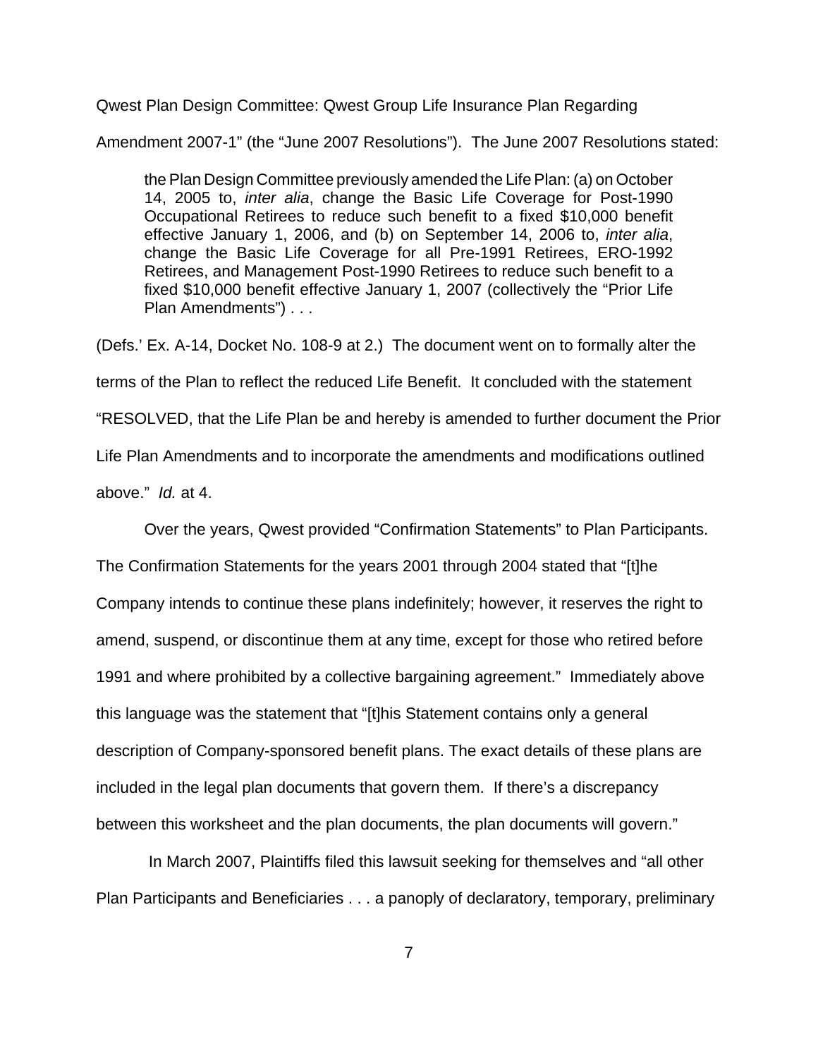Qwest Plan Design Committee: Qwest Group Life Insurance Plan Regarding Amendment 2007-1" (the "June 2007 Resolutions"). The June 2007 Resolutions stated:

> the Plan Design Committee previously amended the Life Plan: (a) on October 14, 2005 to, *inter alia*, change the Basic Life Coverage for Post-1990 Occupational Retirees to reduce such benefit to a fixed $10,000 benefit effective January 1, 2006, and (b) on September 14, 2006 to, *inter alia*, change the Basic Life Coverage for all Pre-1991 Retirees, ERO-1992 Retirees, and Management Post-1990 Retirees to reduce such benefit to a fixed $10,000 benefit effective January 1, 2007 (collectively the "Prior Life Plan Amendments") . . .

(Defs.' Ex. A-14, Docket No. 108-9 at 2.) The document went on to formally alter the terms of the Plan to reflect the reduced Life Benefit. It concluded with the statement "RESOLVED, that the Life Plan be and hereby is amended to further document the Prior Life Plan Amendments and to incorporate the amendments and modifications outlined above." *Id.* at 4.

Over the years, Qwest provided "Confirmation Statements" to Plan Participants. The Confirmation Statements for the years 2001 through 2004 stated that "[t]he Company intends to continue these plans indefinitely; however, it reserves the right to amend, suspend, or discontinue them at any time, except for those who retired before 1991 and where prohibited by a collective bargaining agreement." Immediately above this language was the statement that "[t]his Statement contains only a general description of Company-sponsored benefit plans. The exact details of these plans are included in the legal plan documents that govern them. If there's a discrepancy between this worksheet and the plan documents, the plan documents will govern."

In March 2007, Plaintiffs filed this lawsuit seeking for themselves and "all other Plan Participants and Beneficiaries . . . a panoply of declaratory, temporary, preliminary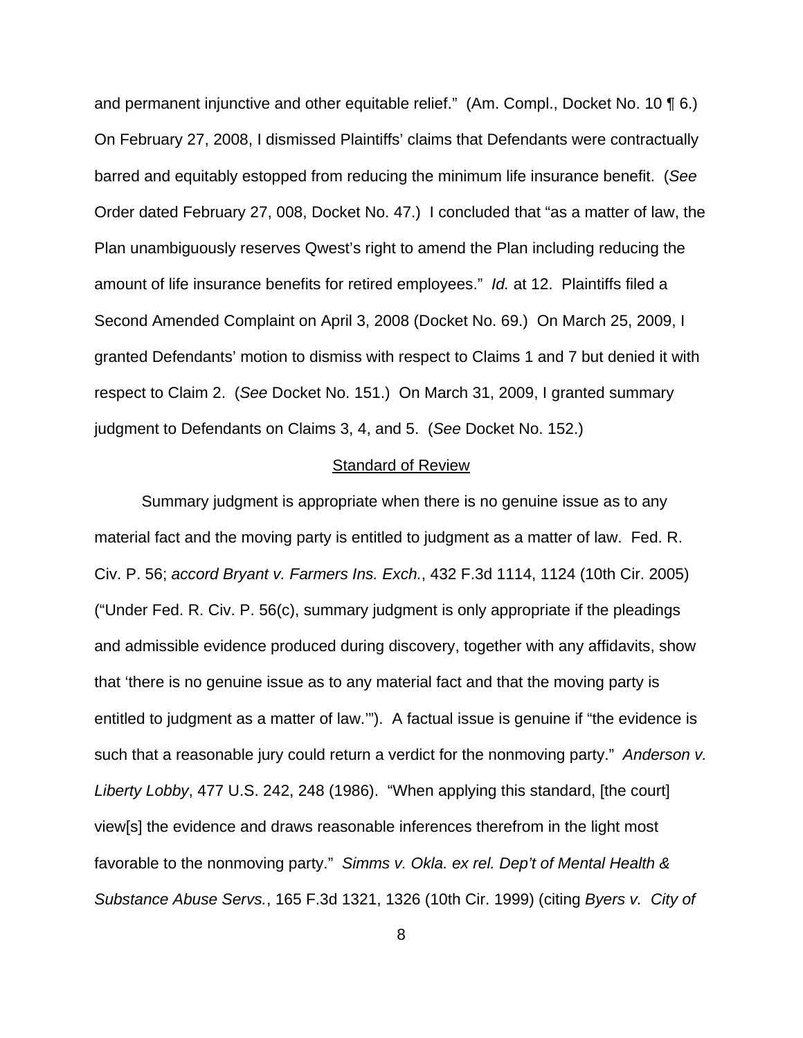and permanent injunctive and other equitable relief." (Am. Compl., Docket No. 10 ¶ 6.) On February 27, 2008, I dismissed Plaintiffs' claims that Defendants were contractually barred and equitably estopped from reducing the minimum life insurance benefit. (*See* Order dated February 27, 008, Docket No. 47.) I concluded that "as a matter of law, the Plan unambiguously reserves Qwest's right to amend the Plan including reducing the amount of life insurance benefits for retired employees." *Id.* at 12. Plaintiffs filed a Second Amended Complaint on April 3, 2008 (Docket No. 69.) On March 25, 2009, I granted Defendants' motion to dismiss with respect to Claims 1 and 7 but denied it with respect to Claim 2. (*See* Docket No. 151.) On March 31, 2009, I granted summary judgment to Defendants on Claims 3, 4, and 5. (*See* Docket No. 152.)

## Standard of Review

Summary judgment is appropriate when there is no genuine issue as to any material fact and the moving party is entitled to judgment as a matter of law. Fed. R. Civ. P. 56; *accord Bryant v. Farmers Ins. Exch.*, 432 F.3d 1114, 1124 (10th Cir. 2005) ("Under Fed. R. Civ. P. 56(c), summary judgment is only appropriate if the pleadings and admissible evidence produced during discovery, together with any affidavits, show that 'there is no genuine issue as to any material fact and that the moving party is entitled to judgment as a matter of law.'"). A factual issue is genuine if "the evidence is such that a reasonable jury could return a verdict for the nonmoving party." *Anderson v. Liberty Lobby*, 477 U.S. 242, 248 (1986). "When applying this standard, [the court] view[s] the evidence and draws reasonable inferences therefrom in the light most favorable to the nonmoving party." *Simms v. Okla. ex rel. Dep't of Mental Health & Substance Abuse Servs.*, 165 F.3d 1321, 1326 (10th Cir. 1999) (citing *Byers v. City of*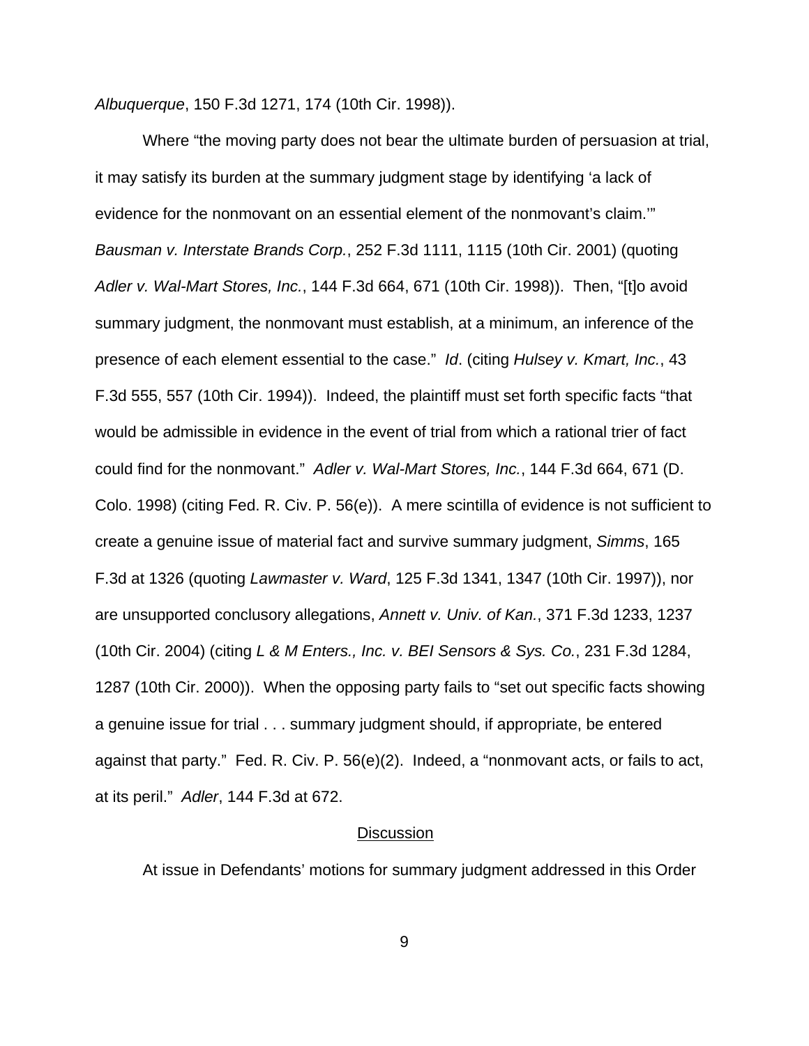*Albuquerque*, 150 F.3d 1271, 174 (10th Cir. 1998)).

Where "the moving party does not bear the ultimate burden of persuasion at trial, it may satisfy its burden at the summary judgment stage by identifying 'a lack of evidence for the nonmovant on an essential element of the nonmovant's claim.'" *Bausman v. Interstate Brands Corp.*, 252 F.3d 1111, 1115 (10th Cir. 2001) (quoting *Adler v. Wal-Mart Stores, Inc.*, 144 F.3d 664, 671 (10th Cir. 1998)). Then, "[t]o avoid summary judgment, the nonmovant must establish, at a minimum, an inference of the presence of each element essential to the case." *Id*. (citing *Hulsey v. Kmart, Inc.*, 43 F.3d 555, 557 (10th Cir. 1994)). Indeed, the plaintiff must set forth specific facts "that would be admissible in evidence in the event of trial from which a rational trier of fact could find for the nonmovant." *Adler v. Wal-Mart Stores, Inc.*, 144 F.3d 664, 671 (D. Colo. 1998) (citing Fed. R. Civ. P. 56(e)). A mere scintilla of evidence is not sufficient to create a genuine issue of material fact and survive summary judgment, *Simms*, 165 F.3d at 1326 (quoting *Lawmaster v. Ward*, 125 F.3d 1341, 1347 (10th Cir. 1997)), nor are unsupported conclusory allegations, *Annett v. Univ. of Kan.*, 371 F.3d 1233, 1237 (10th Cir. 2004) (citing *L & M Enters., Inc. v. BEI Sensors & Sys. Co.*, 231 F.3d 1284, 1287 (10th Cir. 2000)). When the opposing party fails to "set out specific facts showing a genuine issue for trial . . . summary judgment should, if appropriate, be entered against that party." Fed. R. Civ. P. 56(e)(2). Indeed, a "nonmovant acts, or fails to act, at its peril." *Adler*, 144 F.3d at 672.

## Discussion

At issue in Defendants' motions for summary judgment addressed in this Order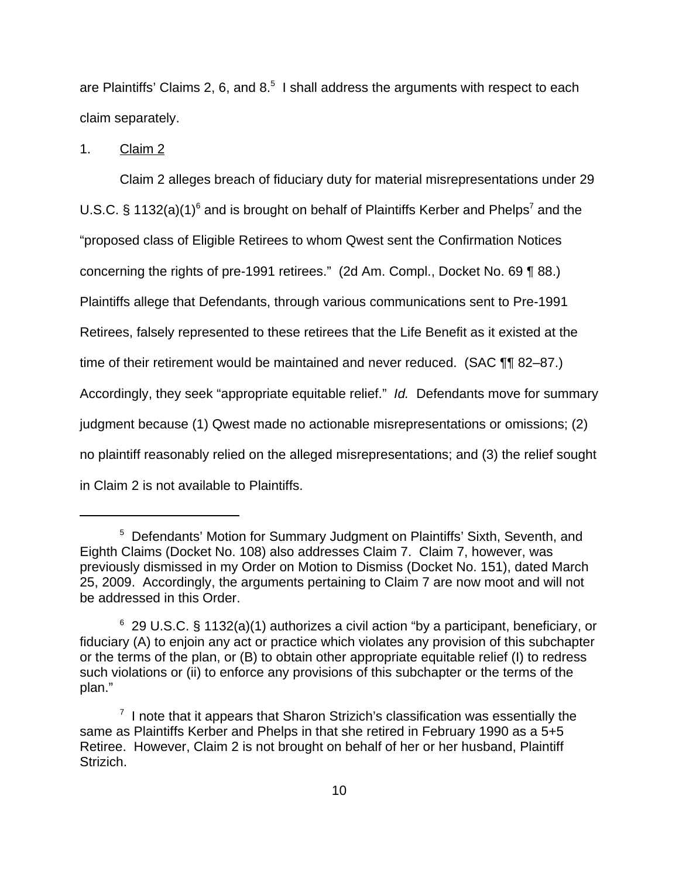are Plaintiffs' Claims 2, 6, and 8.[5] I shall address the arguments with respect to each claim separately.

1. Claim 2

Claim 2 alleges breach of fiduciary duty for material misrepresentations under 29 U.S.C. § 1132(a)(1)[6] and is brought on behalf of Plaintiffs Kerber and Phelps[7] and the "proposed class of Eligible Retirees to whom Qwest sent the Confirmation Notices concerning the rights of pre-1991 retirees." (2d Am. Compl., Docket No. 69 ¶ 88.) Plaintiffs allege that Defendants, through various communications sent to Pre-1991 Retirees, falsely represented to these retirees that the Life Benefit as it existed at the time of their retirement would be maintained and never reduced. (SAC ¶¶ 82–87.) Accordingly, they seek "appropriate equitable relief." *Id.* Defendants move for summary judgment because (1) Qwest made no actionable misrepresentations or omissions; (2) no plaintiff reasonably relied on the alleged misrepresentations; and (3) the relief sought in Claim 2 is not available to Plaintiffs.

---

[5] Defendants' Motion for Summary Judgment on Plaintiffs' Sixth, Seventh, and Eighth Claims (Docket No. 108) also addresses Claim 7. Claim 7, however, was previously dismissed in my Order on Motion to Dismiss (Docket No. 151), dated March 25, 2009. Accordingly, the arguments pertaining to Claim 7 are now moot and will not be addressed in this Order.

[6] 29 U.S.C. § 1132(a)(1) authorizes a civil action "by a participant, beneficiary, or fiduciary (A) to enjoin any act or practice which violates any provision of this subchapter or the terms of the plan, or (B) to obtain other appropriate equitable relief (I) to redress such violations or (ii) to enforce any provisions of this subchapter or the terms of the plan."

[7] I note that it appears that Sharon Strizich's classification was essentially the same as Plaintiffs Kerber and Phelps in that she retired in February 1990 as a 5+5 Retiree. However, Claim 2 is not brought on behalf of her or her husband, Plaintiff Strizich.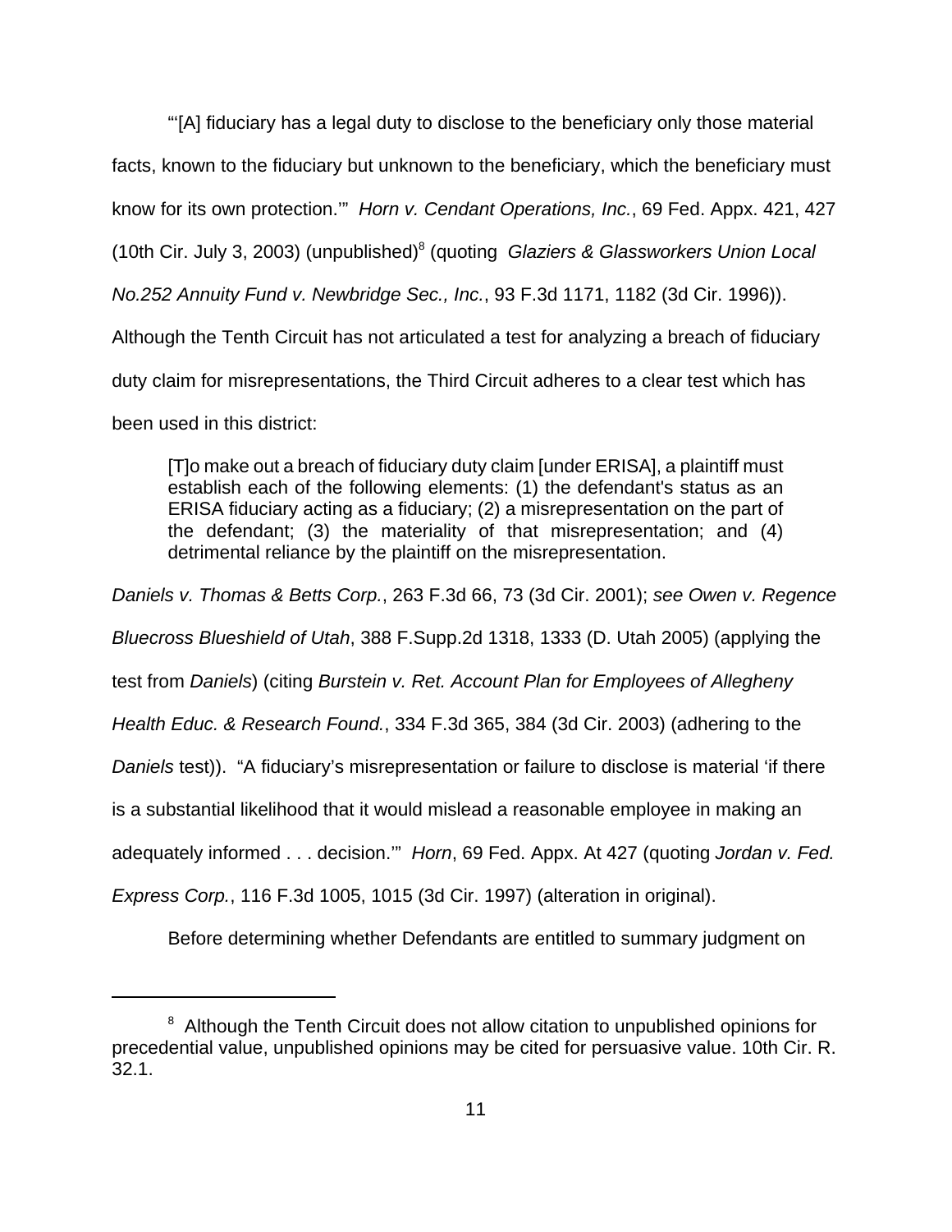"'[A] fiduciary has a legal duty to disclose to the beneficiary only those material facts, known to the fiduciary but unknown to the beneficiary, which the beneficiary must know for its own protection.'" *Horn v. Cendant Operations, Inc.*, 69 Fed. Appx. 421, 427 (10th Cir. July 3, 2003) (unpublished)[8] (quoting *Glaziers & Glassworkers Union Local No.252 Annuity Fund v. Newbridge Sec., Inc.*, 93 F.3d 1171, 1182 (3d Cir. 1996)). Although the Tenth Circuit has not articulated a test for analyzing a breach of fiduciary duty claim for misrepresentations, the Third Circuit adheres to a clear test which has been used in this district:

> [T]o make out a breach of fiduciary duty claim [under ERISA], a plaintiff must establish each of the following elements: (1) the defendant's status as an ERISA fiduciary acting as a fiduciary; (2) a misrepresentation on the part of the defendant; (3) the materiality of that misrepresentation; and (4) detrimental reliance by the plaintiff on the misrepresentation.

*Daniels v. Thomas & Betts Corp.*, 263 F.3d 66, 73 (3d Cir. 2001); *see Owen v. Regence Bluecross Blueshield of Utah*, 388 F.Supp.2d 1318, 1333 (D. Utah 2005) (applying the test from *Daniels*) (citing *Burstein v. Ret. Account Plan for Employees of Allegheny Health Educ. & Research Found.*, 334 F.3d 365, 384 (3d Cir. 2003) (adhering to the *Daniels* test)). "A fiduciary's misrepresentation or failure to disclose is material 'if there is a substantial likelihood that it would mislead a reasonable employee in making an adequately informed . . . decision.'" *Horn*, 69 Fed. Appx. At 427 (quoting *Jordan v. Fed. Express Corp.*, 116 F.3d 1005, 1015 (3d Cir. 1997) (alteration in original).

Before determining whether Defendants are entitled to summary judgment on

---

[8] Although the Tenth Circuit does not allow citation to unpublished opinions for precedential value, unpublished opinions may be cited for persuasive value. 10th Cir. R. 32.1.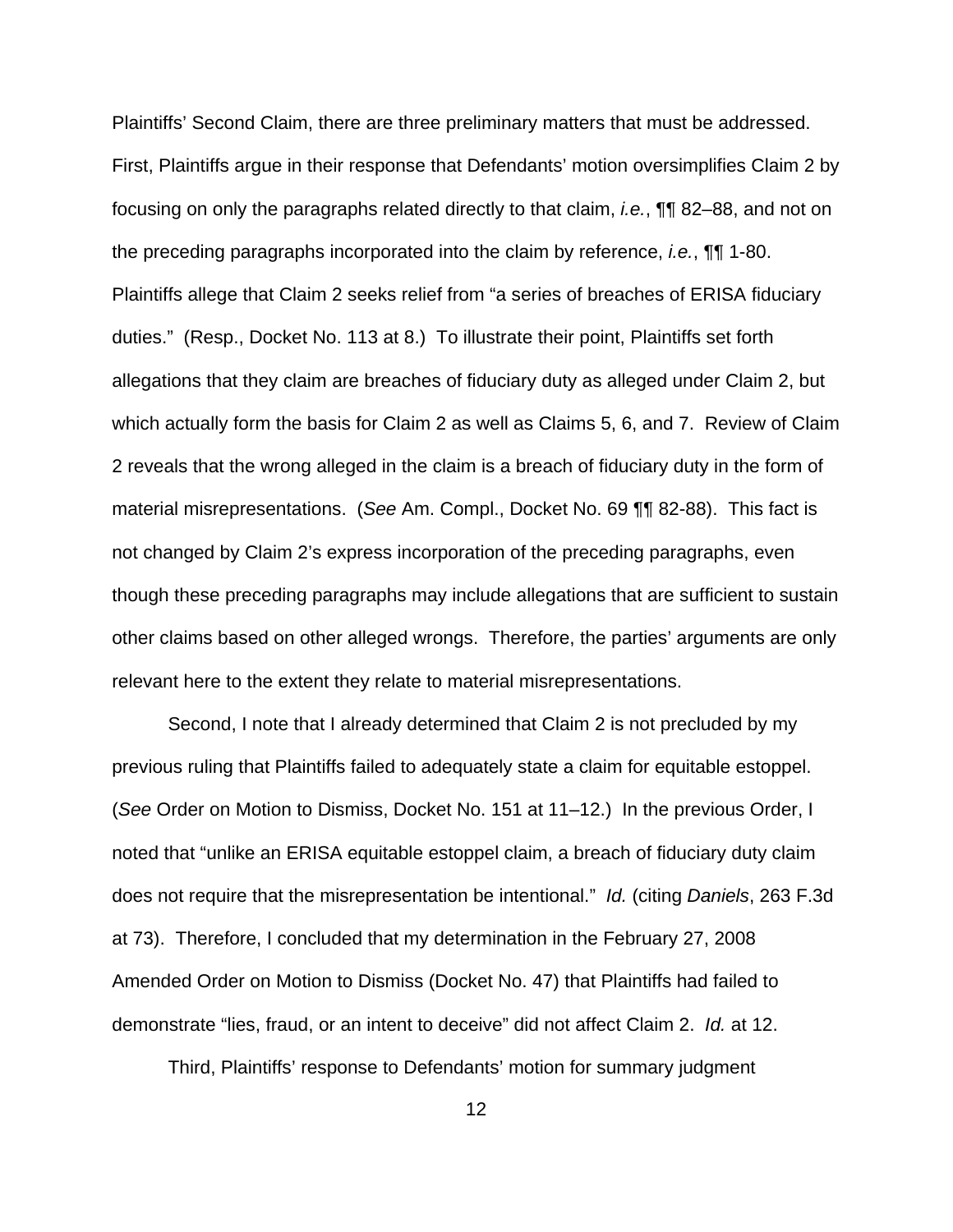Plaintiffs' Second Claim, there are three preliminary matters that must be addressed. First, Plaintiffs argue in their response that Defendants' motion oversimplifies Claim 2 by focusing on only the paragraphs related directly to that claim, *i.e.*, ¶¶ 82–88, and not on the preceding paragraphs incorporated into the claim by reference, *i.e.*, ¶¶ 1-80. Plaintiffs allege that Claim 2 seeks relief from "a series of breaches of ERISA fiduciary duties." (Resp., Docket No. 113 at 8.) To illustrate their point, Plaintiffs set forth allegations that they claim are breaches of fiduciary duty as alleged under Claim 2, but which actually form the basis for Claim 2 as well as Claims 5, 6, and 7. Review of Claim 2 reveals that the wrong alleged in the claim is a breach of fiduciary duty in the form of material misrepresentations. (*See* Am. Compl., Docket No. 69 ¶¶ 82-88). This fact is not changed by Claim 2's express incorporation of the preceding paragraphs, even though these preceding paragraphs may include allegations that are sufficient to sustain other claims based on other alleged wrongs. Therefore, the parties' arguments are only relevant here to the extent they relate to material misrepresentations.

Second, I note that I already determined that Claim 2 is not precluded by my previous ruling that Plaintiffs failed to adequately state a claim for equitable estoppel. (*See* Order on Motion to Dismiss, Docket No. 151 at 11–12.) In the previous Order, I noted that "unlike an ERISA equitable estoppel claim, a breach of fiduciary duty claim does not require that the misrepresentation be intentional." *Id.* (citing *Daniels*, 263 F.3d at 73). Therefore, I concluded that my determination in the February 27, 2008 Amended Order on Motion to Dismiss (Docket No. 47) that Plaintiffs had failed to demonstrate "lies, fraud, or an intent to deceive" did not affect Claim 2. *Id.* at 12.

Third, Plaintiffs' response to Defendants' motion for summary judgment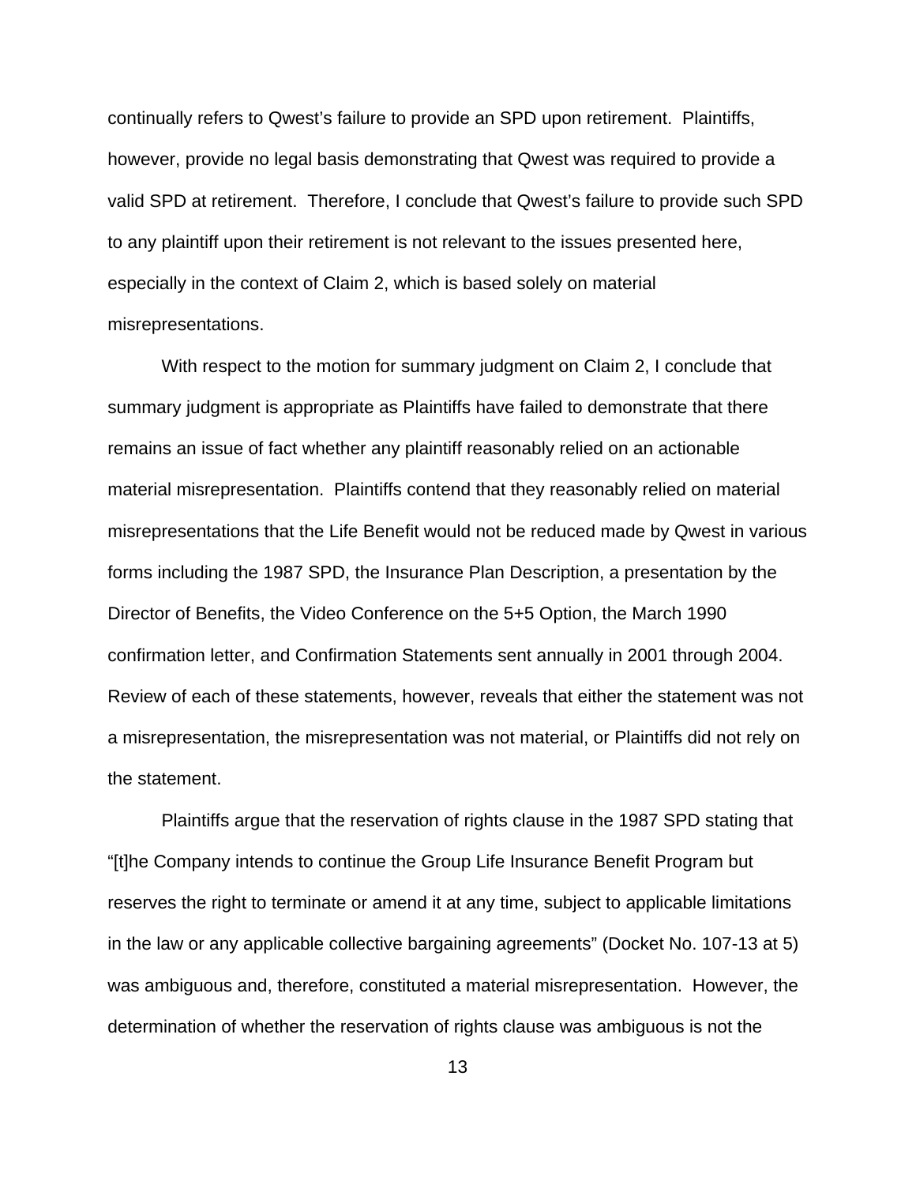continually refers to Qwest's failure to provide an SPD upon retirement. Plaintiffs, however, provide no legal basis demonstrating that Qwest was required to provide a valid SPD at retirement. Therefore, I conclude that Qwest's failure to provide such SPD to any plaintiff upon their retirement is not relevant to the issues presented here, especially in the context of Claim 2, which is based solely on material misrepresentations.

With respect to the motion for summary judgment on Claim 2, I conclude that summary judgment is appropriate as Plaintiffs have failed to demonstrate that there remains an issue of fact whether any plaintiff reasonably relied on an actionable material misrepresentation. Plaintiffs contend that they reasonably relied on material misrepresentations that the Life Benefit would not be reduced made by Qwest in various forms including the 1987 SPD, the Insurance Plan Description, a presentation by the Director of Benefits, the Video Conference on the 5+5 Option, the March 1990 confirmation letter, and Confirmation Statements sent annually in 2001 through 2004. Review of each of these statements, however, reveals that either the statement was not a misrepresentation, the misrepresentation was not material, or Plaintiffs did not rely on the statement.

Plaintiffs argue that the reservation of rights clause in the 1987 SPD stating that "[t]he Company intends to continue the Group Life Insurance Benefit Program but reserves the right to terminate or amend it at any time, subject to applicable limitations in the law or any applicable collective bargaining agreements" (Docket No. 107-13 at 5) was ambiguous and, therefore, constituted a material misrepresentation. However, the determination of whether the reservation of rights clause was ambiguous is not the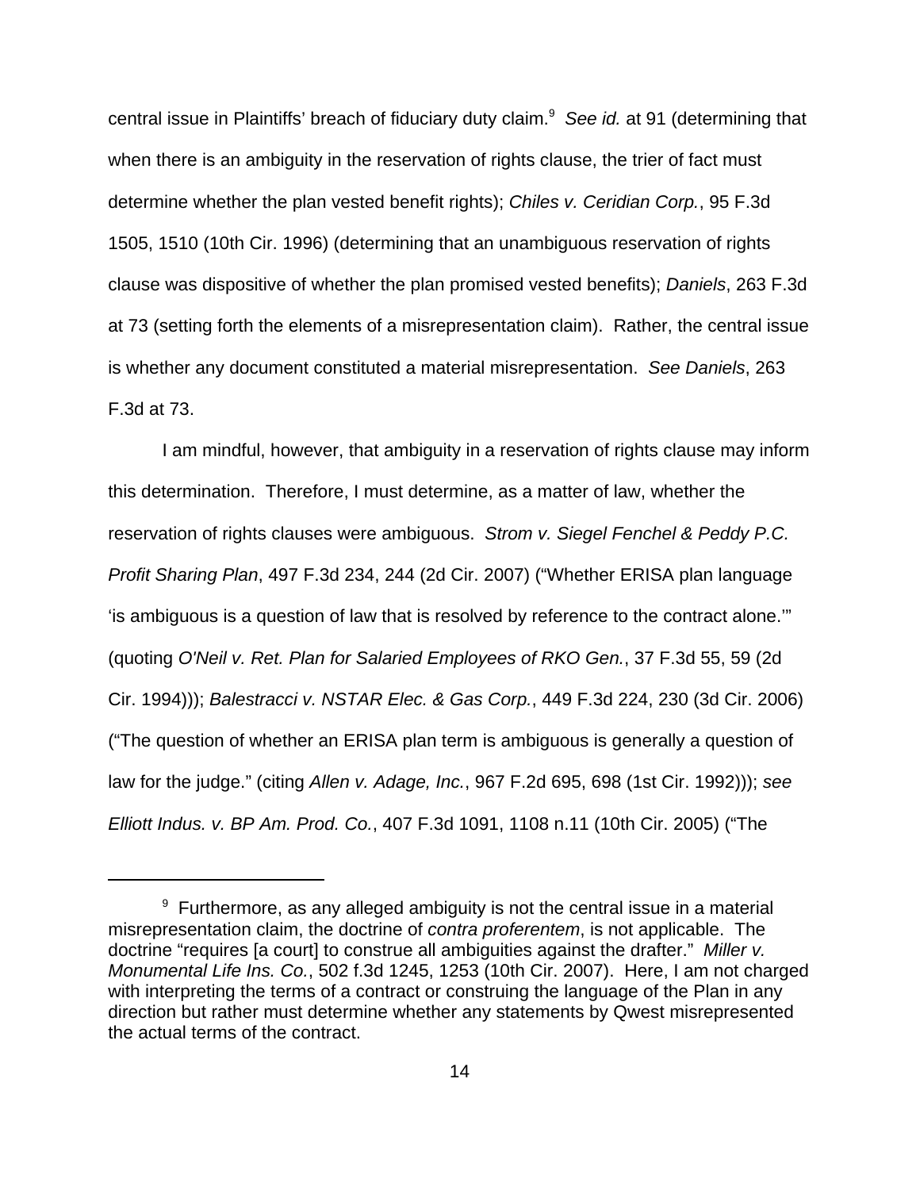central issue in Plaintiffs' breach of fiduciary duty claim.[9] *See id.* at 91 (determining that when there is an ambiguity in the reservation of rights clause, the trier of fact must determine whether the plan vested benefit rights); *Chiles v. Ceridian Corp.*, 95 F.3d 1505, 1510 (10th Cir. 1996) (determining that an unambiguous reservation of rights clause was dispositive of whether the plan promised vested benefits); *Daniels*, 263 F.3d at 73 (setting forth the elements of a misrepresentation claim). Rather, the central issue is whether any document constituted a material misrepresentation. *See Daniels*, 263 F.3d at 73.

I am mindful, however, that ambiguity in a reservation of rights clause may inform this determination. Therefore, I must determine, as a matter of law, whether the reservation of rights clauses were ambiguous. *Strom v. Siegel Fenchel & Peddy P.C. Profit Sharing Plan*, 497 F.3d 234, 244 (2d Cir. 2007) ("Whether ERISA plan language 'is ambiguous is a question of law that is resolved by reference to the contract alone.'" (quoting *O'Neil v. Ret. Plan for Salaried Employees of RKO Gen.*, 37 F.3d 55, 59 (2d Cir. 1994))); *Balestracci v. NSTAR Elec. & Gas Corp.*, 449 F.3d 224, 230 (3d Cir. 2006) ("The question of whether an ERISA plan term is ambiguous is generally a question of law for the judge." (citing *Allen v. Adage, Inc.*, 967 F.2d 695, 698 (1st Cir. 1992))); *see Elliott Indus. v. BP Am. Prod. Co.*, 407 F.3d 1091, 1108 n.11 (10th Cir. 2005) ("The

---

[9] Furthermore, as any alleged ambiguity is not the central issue in a material misrepresentation claim, the doctrine of *contra proferentem*, is not applicable. The doctrine "requires [a court] to construe all ambiguities against the drafter." *Miller v. Monumental Life Ins. Co.*, 502 f.3d 1245, 1253 (10th Cir. 2007). Here, I am not charged with interpreting the terms of a contract or construing the language of the Plan in any direction but rather must determine whether any statements by Qwest misrepresented the actual terms of the contract.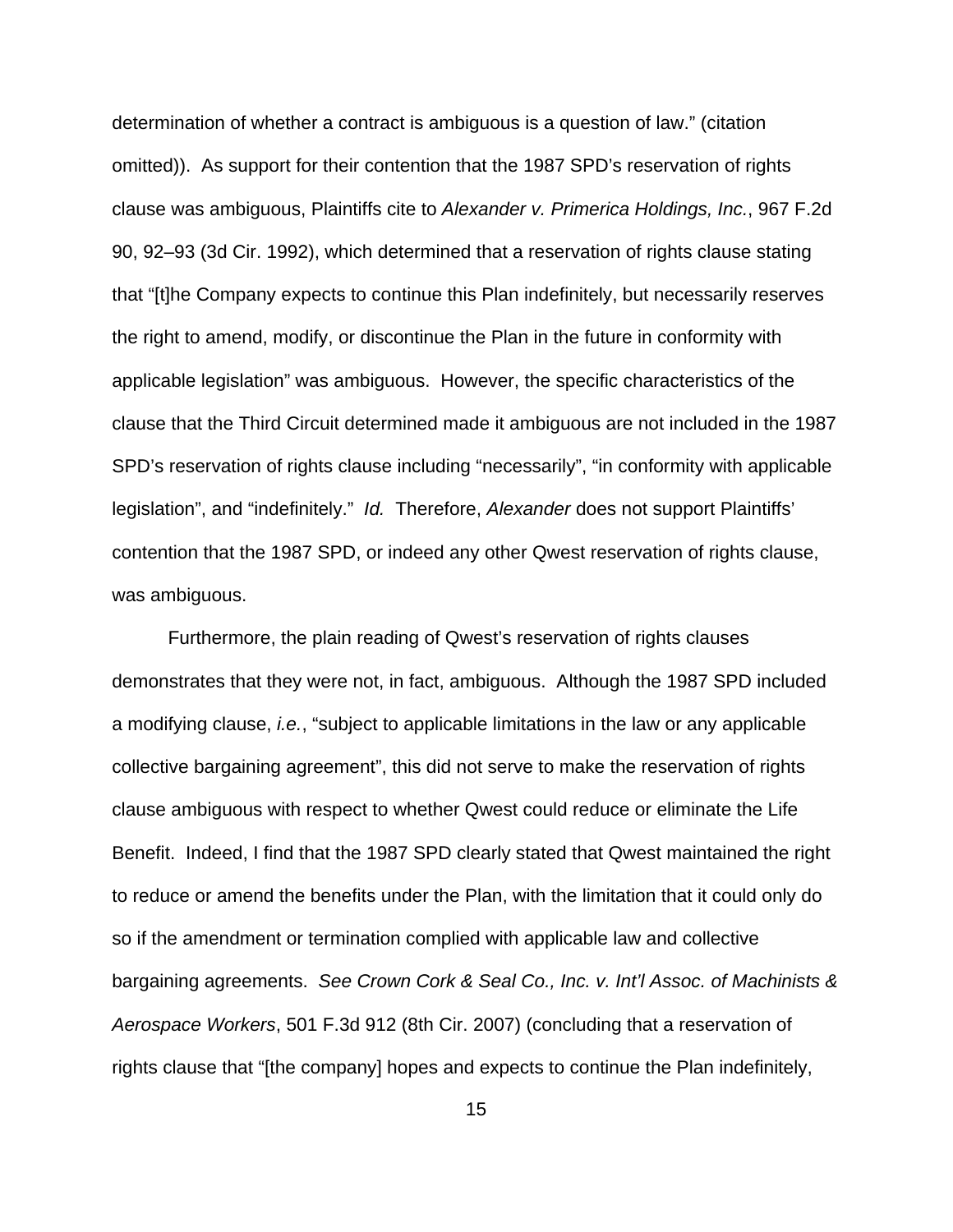determination of whether a contract is ambiguous is a question of law." (citation omitted)). As support for their contention that the 1987 SPD's reservation of rights clause was ambiguous, Plaintiffs cite to *Alexander v. Primerica Holdings, Inc.*, 967 F.2d 90, 92–93 (3d Cir. 1992), which determined that a reservation of rights clause stating that "[t]he Company expects to continue this Plan indefinitely, but necessarily reserves the right to amend, modify, or discontinue the Plan in the future in conformity with applicable legislation" was ambiguous. However, the specific characteristics of the clause that the Third Circuit determined made it ambiguous are not included in the 1987 SPD's reservation of rights clause including "necessarily", "in conformity with applicable legislation", and "indefinitely." *Id.* Therefore, *Alexander* does not support Plaintiffs' contention that the 1987 SPD, or indeed any other Qwest reservation of rights clause, was ambiguous.

Furthermore, the plain reading of Qwest's reservation of rights clauses demonstrates that they were not, in fact, ambiguous. Although the 1987 SPD included a modifying clause, *i.e.*, "subject to applicable limitations in the law or any applicable collective bargaining agreement", this did not serve to make the reservation of rights clause ambiguous with respect to whether Qwest could reduce or eliminate the Life Benefit. Indeed, I find that the 1987 SPD clearly stated that Qwest maintained the right to reduce or amend the benefits under the Plan, with the limitation that it could only do so if the amendment or termination complied with applicable law and collective bargaining agreements. *See Crown Cork & Seal Co., Inc. v. Int'l Assoc. of Machinists & Aerospace Workers*, 501 F.3d 912 (8th Cir. 2007) (concluding that a reservation of rights clause that "[the company] hopes and expects to continue the Plan indefinitely,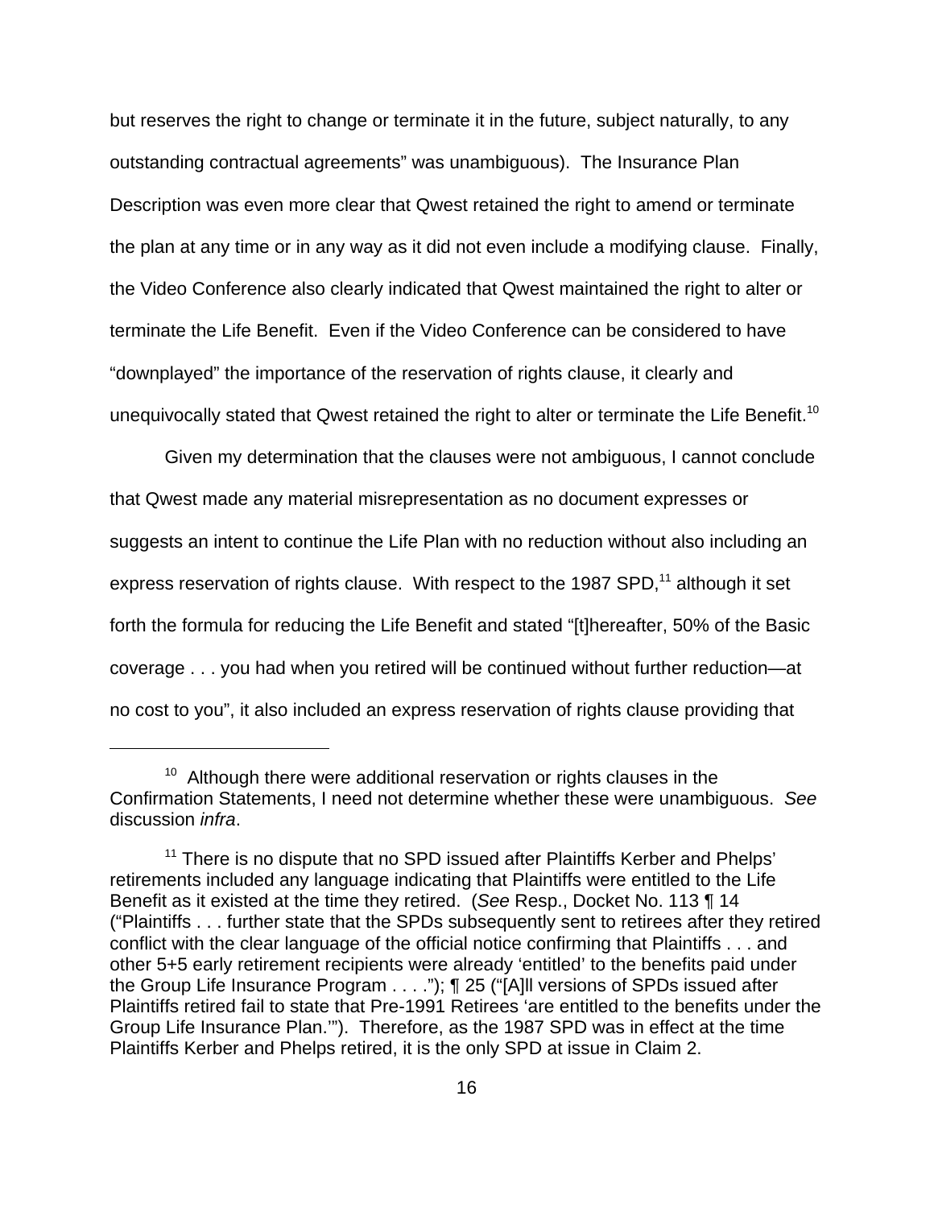but reserves the right to change or terminate it in the future, subject naturally, to any outstanding contractual agreements" was unambiguous). The Insurance Plan Description was even more clear that Qwest retained the right to amend or terminate the plan at any time or in any way as it did not even include a modifying clause. Finally, the Video Conference also clearly indicated that Qwest maintained the right to alter or terminate the Life Benefit. Even if the Video Conference can be considered to have "downplayed" the importance of the reservation of rights clause, it clearly and unequivocally stated that Qwest retained the right to alter or terminate the Life Benefit.[10]

Given my determination that the clauses were not ambiguous, I cannot conclude that Qwest made any material misrepresentation as no document expresses or suggests an intent to continue the Life Plan with no reduction without also including an express reservation of rights clause. With respect to the 1987 SPD,[11] although it set forth the formula for reducing the Life Benefit and stated "[t]hereafter, 50% of the Basic coverage . . . you had when you retired will be continued without further reduction—at no cost to you", it also included an express reservation of rights clause providing that

---

[10] Although there were additional reservation or rights clauses in the Confirmation Statements, I need not determine whether these were unambiguous. *See* discussion *infra*.

[11] There is no dispute that no SPD issued after Plaintiffs Kerber and Phelps' retirements included any language indicating that Plaintiffs were entitled to the Life Benefit as it existed at the time they retired. (*See* Resp., Docket No. 113 ¶ 14 ("Plaintiffs . . . further state that the SPDs subsequently sent to retirees after they retired conflict with the clear language of the official notice confirming that Plaintiffs . . . and other 5+5 early retirement recipients were already 'entitled' to the benefits paid under the Group Life Insurance Program . . . ."); ¶ 25 ("[A]ll versions of SPDs issued after Plaintiffs retired fail to state that Pre-1991 Retirees 'are entitled to the benefits under the Group Life Insurance Plan.'"). Therefore, as the 1987 SPD was in effect at the time Plaintiffs Kerber and Phelps retired, it is the only SPD at issue in Claim 2.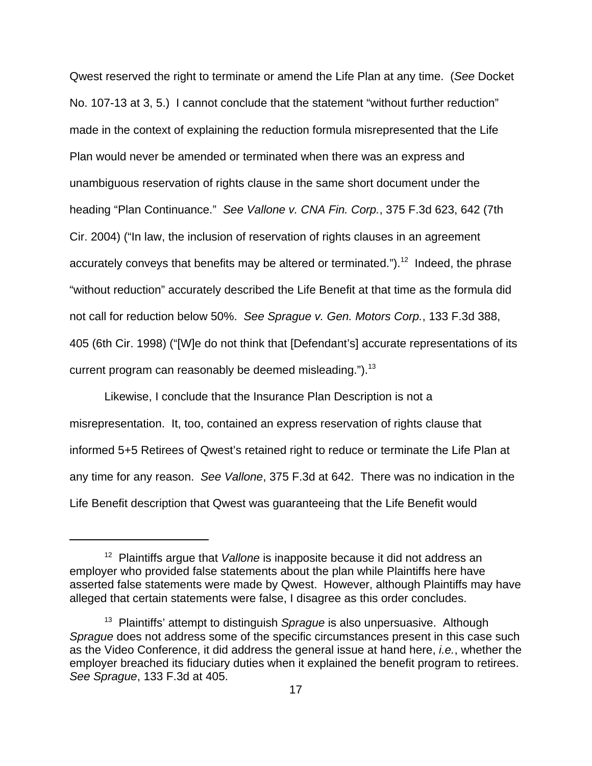Qwest reserved the right to terminate or amend the Life Plan at any time. (*See* Docket No. 107-13 at 3, 5.) I cannot conclude that the statement "without further reduction" made in the context of explaining the reduction formula misrepresented that the Life Plan would never be amended or terminated when there was an express and unambiguous reservation of rights clause in the same short document under the heading "Plan Continuance." *See Vallone v. CNA Fin. Corp.*, 375 F.3d 623, 642 (7th Cir. 2004) ("In law, the inclusion of reservation of rights clauses in an agreement accurately conveys that benefits may be altered or terminated.").[12] Indeed, the phrase "without reduction" accurately described the Life Benefit at that time as the formula did not call for reduction below 50%. *See Sprague v. Gen. Motors Corp.*, 133 F.3d 388, 405 (6th Cir. 1998) ("[W]e do not think that [Defendant's] accurate representations of its current program can reasonably be deemed misleading.").[13]

Likewise, I conclude that the Insurance Plan Description is not a misrepresentation. It, too, contained an express reservation of rights clause that informed 5+5 Retirees of Qwest's retained right to reduce or terminate the Life Plan at any time for any reason. *See Vallone*, 375 F.3d at 642. There was no indication in the Life Benefit description that Qwest was guaranteeing that the Life Benefit would

---

[12] Plaintiffs argue that *Vallone* is inapposite because it did not address an employer who provided false statements about the plan while Plaintiffs here have asserted false statements were made by Qwest. However, although Plaintiffs may have alleged that certain statements were false, I disagree as this order concludes.

[13] Plaintiffs' attempt to distinguish *Sprague* is also unpersuasive. Although *Sprague* does not address some of the specific circumstances present in this case such as the Video Conference, it did address the general issue at hand here, *i.e.*, whether the employer breached its fiduciary duties when it explained the benefit program to retirees. *See Sprague*, 133 F.3d at 405.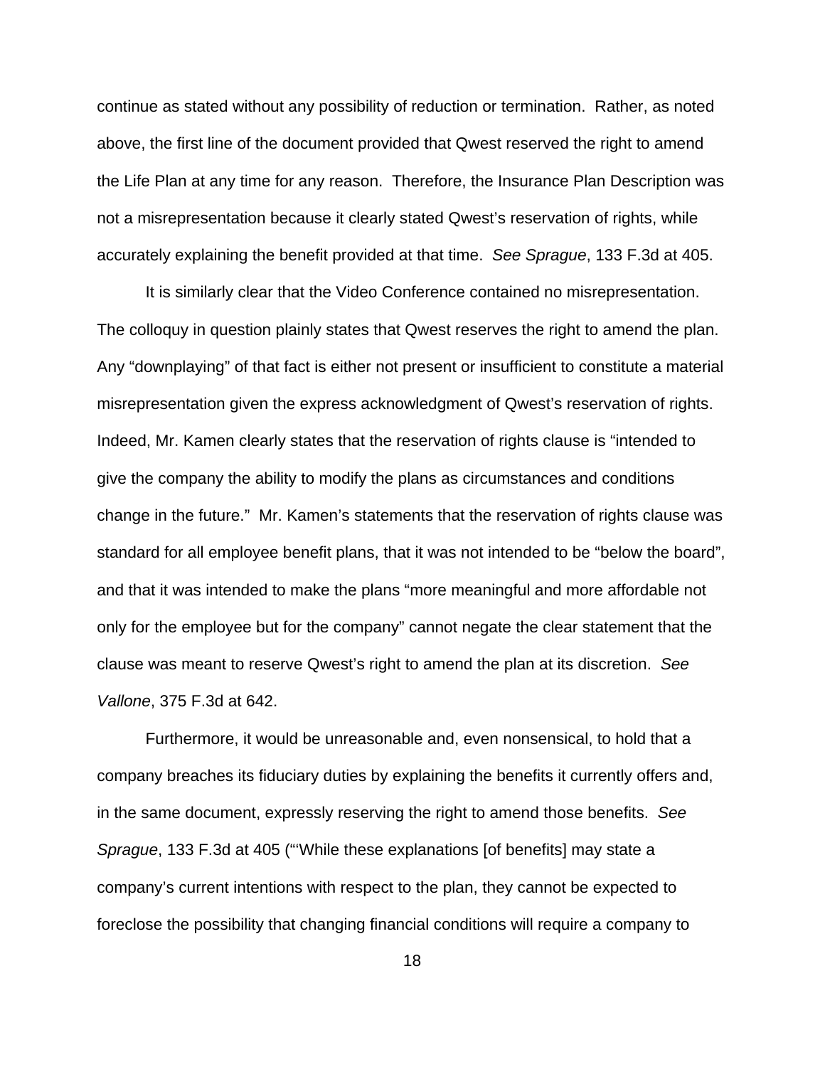continue as stated without any possibility of reduction or termination. Rather, as noted above, the first line of the document provided that Qwest reserved the right to amend the Life Plan at any time for any reason. Therefore, the Insurance Plan Description was not a misrepresentation because it clearly stated Qwest's reservation of rights, while accurately explaining the benefit provided at that time. *See Sprague*, 133 F.3d at 405.

It is similarly clear that the Video Conference contained no misrepresentation. The colloquy in question plainly states that Qwest reserves the right to amend the plan. Any "downplaying" of that fact is either not present or insufficient to constitute a material misrepresentation given the express acknowledgment of Qwest's reservation of rights. Indeed, Mr. Kamen clearly states that the reservation of rights clause is "intended to give the company the ability to modify the plans as circumstances and conditions change in the future." Mr. Kamen's statements that the reservation of rights clause was standard for all employee benefit plans, that it was not intended to be "below the board", and that it was intended to make the plans "more meaningful and more affordable not only for the employee but for the company" cannot negate the clear statement that the clause was meant to reserve Qwest's right to amend the plan at its discretion. *See Vallone*, 375 F.3d at 642.

Furthermore, it would be unreasonable and, even nonsensical, to hold that a company breaches its fiduciary duties by explaining the benefits it currently offers and, in the same document, expressly reserving the right to amend those benefits. *See Sprague*, 133 F.3d at 405 ("'While these explanations [of benefits] may state a company's current intentions with respect to the plan, they cannot be expected to foreclose the possibility that changing financial conditions will require a company to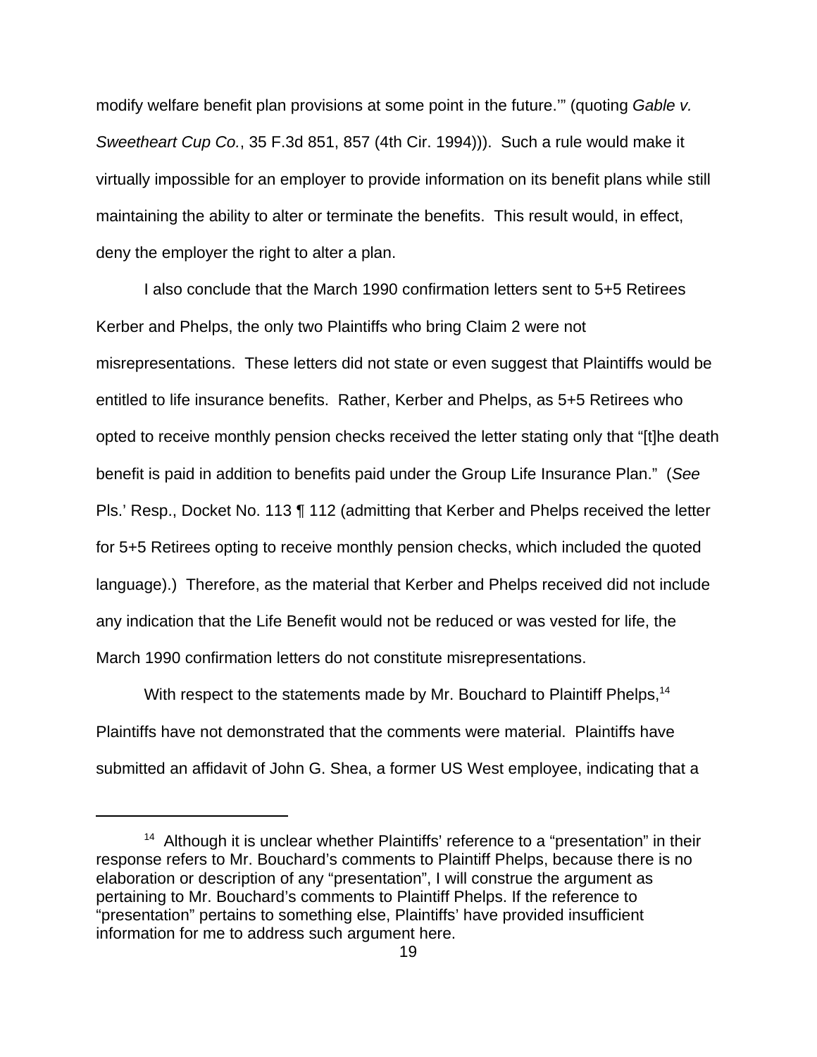modify welfare benefit plan provisions at some point in the future.'" (quoting *Gable v. Sweetheart Cup Co.*, 35 F.3d 851, 857 (4th Cir. 1994))). Such a rule would make it virtually impossible for an employer to provide information on its benefit plans while still maintaining the ability to alter or terminate the benefits. This result would, in effect, deny the employer the right to alter a plan.

I also conclude that the March 1990 confirmation letters sent to 5+5 Retirees Kerber and Phelps, the only two Plaintiffs who bring Claim 2 were not misrepresentations. These letters did not state or even suggest that Plaintiffs would be entitled to life insurance benefits. Rather, Kerber and Phelps, as 5+5 Retirees who opted to receive monthly pension checks received the letter stating only that "[t]he death benefit is paid in addition to benefits paid under the Group Life Insurance Plan." (*See* Pls.' Resp., Docket No. 113 ¶ 112 (admitting that Kerber and Phelps received the letter for 5+5 Retirees opting to receive monthly pension checks, which included the quoted language).) Therefore, as the material that Kerber and Phelps received did not include any indication that the Life Benefit would not be reduced or was vested for life, the March 1990 confirmation letters do not constitute misrepresentations.

With respect to the statements made by Mr. Bouchard to Plaintiff Phelps,[14] Plaintiffs have not demonstrated that the comments were material. Plaintiffs have submitted an affidavit of John G. Shea, a former US West employee, indicating that a

[14] Although it is unclear whether Plaintiffs' reference to a "presentation" in their response refers to Mr. Bouchard's comments to Plaintiff Phelps, because there is no elaboration or description of any "presentation", I will construe the argument as pertaining to Mr. Bouchard's comments to Plaintiff Phelps. If the reference to "presentation" pertains to something else, Plaintiffs' have provided insufficient information for me to address such argument here.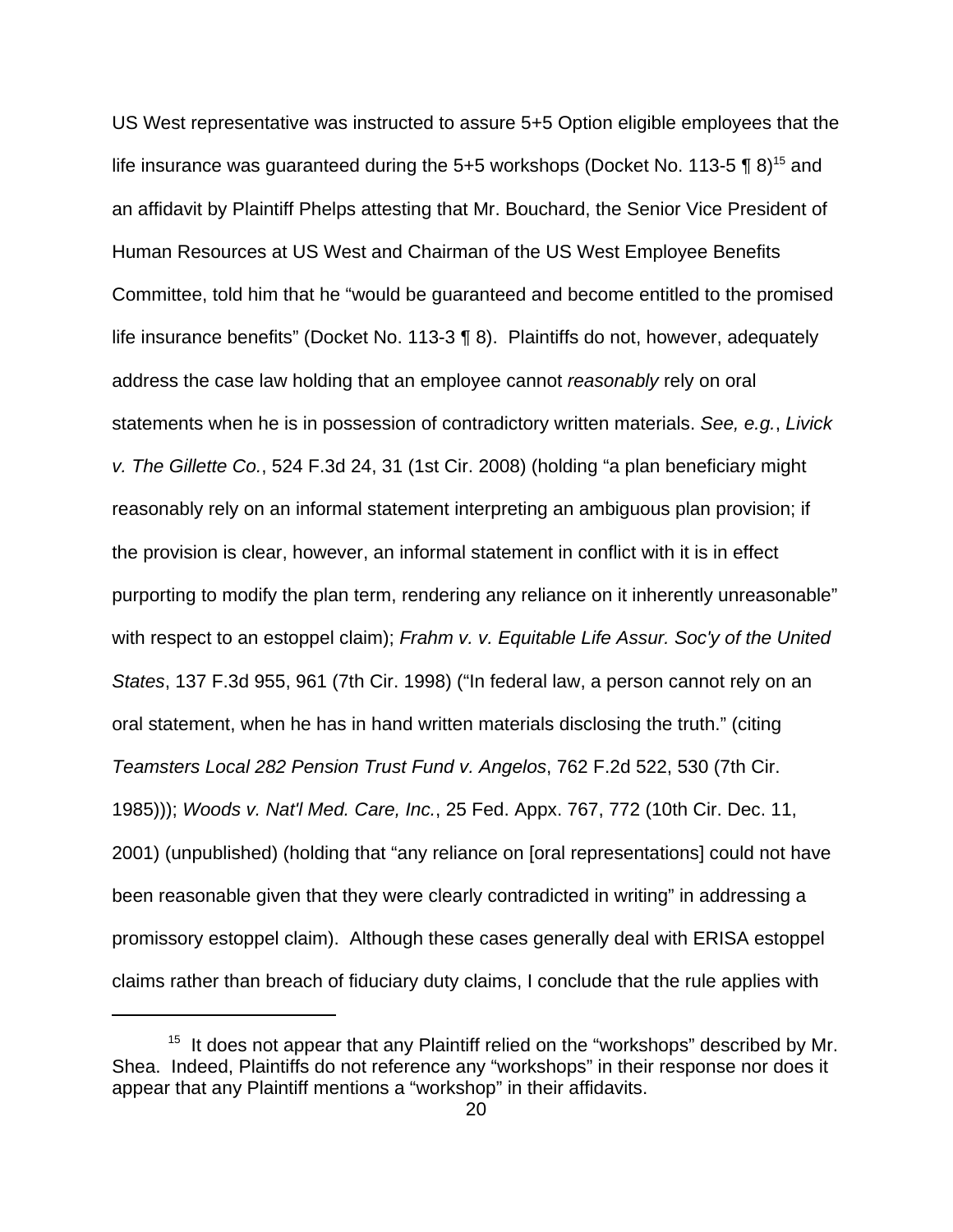US West representative was instructed to assure 5+5 Option eligible employees that the life insurance was guaranteed during the 5+5 workshops (Docket No. 113-5 ¶ 8)[15] and an affidavit by Plaintiff Phelps attesting that Mr. Bouchard, the Senior Vice President of Human Resources at US West and Chairman of the US West Employee Benefits Committee, told him that he "would be guaranteed and become entitled to the promised life insurance benefits" (Docket No. 113-3 ¶ 8). Plaintiffs do not, however, adequately address the case law holding that an employee cannot *reasonably* rely on oral statements when he is in possession of contradictory written materials. *See, e.g.*, *Livick v. The Gillette Co.*, 524 F.3d 24, 31 (1st Cir. 2008) (holding "a plan beneficiary might reasonably rely on an informal statement interpreting an ambiguous plan provision; if the provision is clear, however, an informal statement in conflict with it is in effect purporting to modify the plan term, rendering any reliance on it inherently unreasonable" with respect to an estoppel claim); *Frahm v. v. Equitable Life Assur. Soc'y of the United States*, 137 F.3d 955, 961 (7th Cir. 1998) ("In federal law, a person cannot rely on an oral statement, when he has in hand written materials disclosing the truth." (citing *Teamsters Local 282 Pension Trust Fund v. Angelos*, 762 F.2d 522, 530 (7th Cir. 1985))); *Woods v. Nat'l Med. Care, Inc.*, 25 Fed. Appx. 767, 772 (10th Cir. Dec. 11, 2001) (unpublished) (holding that "any reliance on [oral representations] could not have been reasonable given that they were clearly contradicted in writing" in addressing a promissory estoppel claim). Although these cases generally deal with ERISA estoppel claims rather than breach of fiduciary duty claims, I conclude that the rule applies with

[15] It does not appear that any Plaintiff relied on the "workshops" described by Mr. Shea. Indeed, Plaintiffs do not reference any "workshops" in their response nor does it appear that any Plaintiff mentions a "workshop" in their affidavits.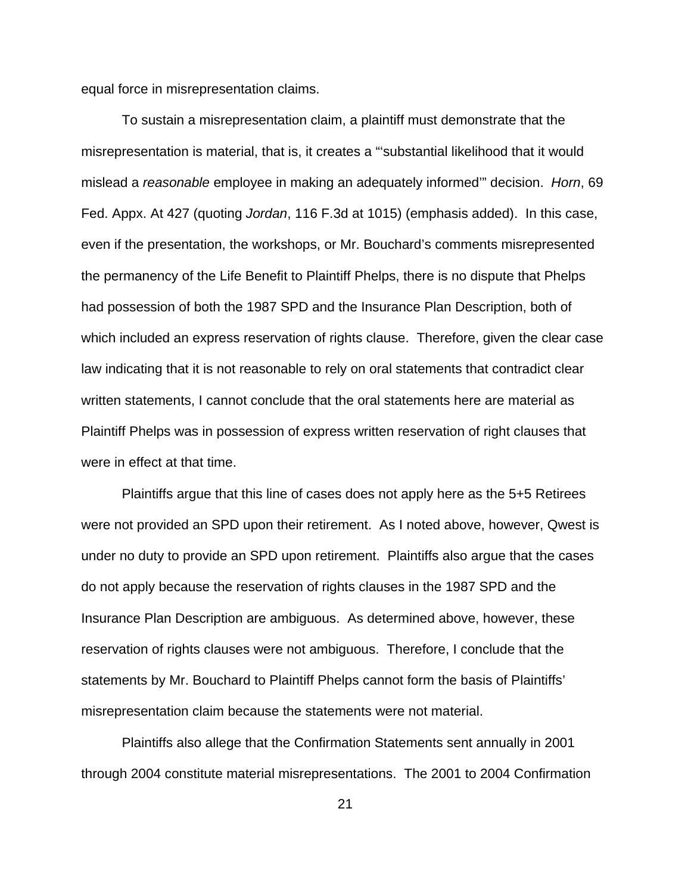equal force in misrepresentation claims.

To sustain a misrepresentation claim, a plaintiff must demonstrate that the misrepresentation is material, that is, it creates a "'substantial likelihood that it would mislead a *reasonable* employee in making an adequately informed'" decision. *Horn*, 69 Fed. Appx. At 427 (quoting *Jordan*, 116 F.3d at 1015) (emphasis added). In this case, even if the presentation, the workshops, or Mr. Bouchard's comments misrepresented the permanency of the Life Benefit to Plaintiff Phelps, there is no dispute that Phelps had possession of both the 1987 SPD and the Insurance Plan Description, both of which included an express reservation of rights clause. Therefore, given the clear case law indicating that it is not reasonable to rely on oral statements that contradict clear written statements, I cannot conclude that the oral statements here are material as Plaintiff Phelps was in possession of express written reservation of right clauses that were in effect at that time.

Plaintiffs argue that this line of cases does not apply here as the 5+5 Retirees were not provided an SPD upon their retirement. As I noted above, however, Qwest is under no duty to provide an SPD upon retirement. Plaintiffs also argue that the cases do not apply because the reservation of rights clauses in the 1987 SPD and the Insurance Plan Description are ambiguous. As determined above, however, these reservation of rights clauses were not ambiguous. Therefore, I conclude that the statements by Mr. Bouchard to Plaintiff Phelps cannot form the basis of Plaintiffs' misrepresentation claim because the statements were not material.

Plaintiffs also allege that the Confirmation Statements sent annually in 2001 through 2004 constitute material misrepresentations. The 2001 to 2004 Confirmation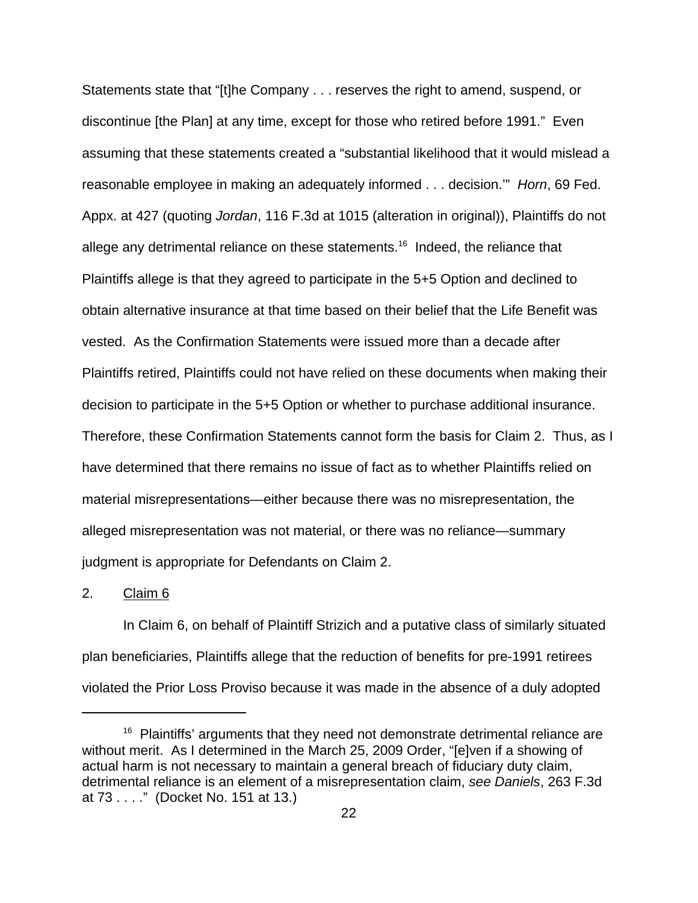Statements state that "[t]he Company . . . reserves the right to amend, suspend, or discontinue [the Plan] at any time, except for those who retired before 1991." Even assuming that these statements created a "substantial likelihood that it would mislead a reasonable employee in making an adequately informed . . . decision.'" *Horn*, 69 Fed. Appx. at 427 (quoting *Jordan*, 116 F.3d at 1015 (alteration in original)), Plaintiffs do not allege any detrimental reliance on these statements.[16] Indeed, the reliance that Plaintiffs allege is that they agreed to participate in the 5+5 Option and declined to obtain alternative insurance at that time based on their belief that the Life Benefit was vested. As the Confirmation Statements were issued more than a decade after Plaintiffs retired, Plaintiffs could not have relied on these documents when making their decision to participate in the 5+5 Option or whether to purchase additional insurance. Therefore, these Confirmation Statements cannot form the basis for Claim 2. Thus, as I have determined that there remains no issue of fact as to whether Plaintiffs relied on material misrepresentations—either because there was no misrepresentation, the alleged misrepresentation was not material, or there was no reliance—summary judgment is appropriate for Defendants on Claim 2.

2. Claim 6

In Claim 6, on behalf of Plaintiff Strizich and a putative class of similarly situated plan beneficiaries, Plaintiffs allege that the reduction of benefits for pre-1991 retirees violated the Prior Loss Proviso because it was made in the absence of a duly adopted

---

[16] Plaintiffs' arguments that they need not demonstrate detrimental reliance are without merit. As I determined in the March 25, 2009 Order, "[e]ven if a showing of actual harm is not necessary to maintain a general breach of fiduciary duty claim, detrimental reliance is an element of a misrepresentation claim, *see Daniels*, 263 F.3d at 73 . . . ." (Docket No. 151 at 13.)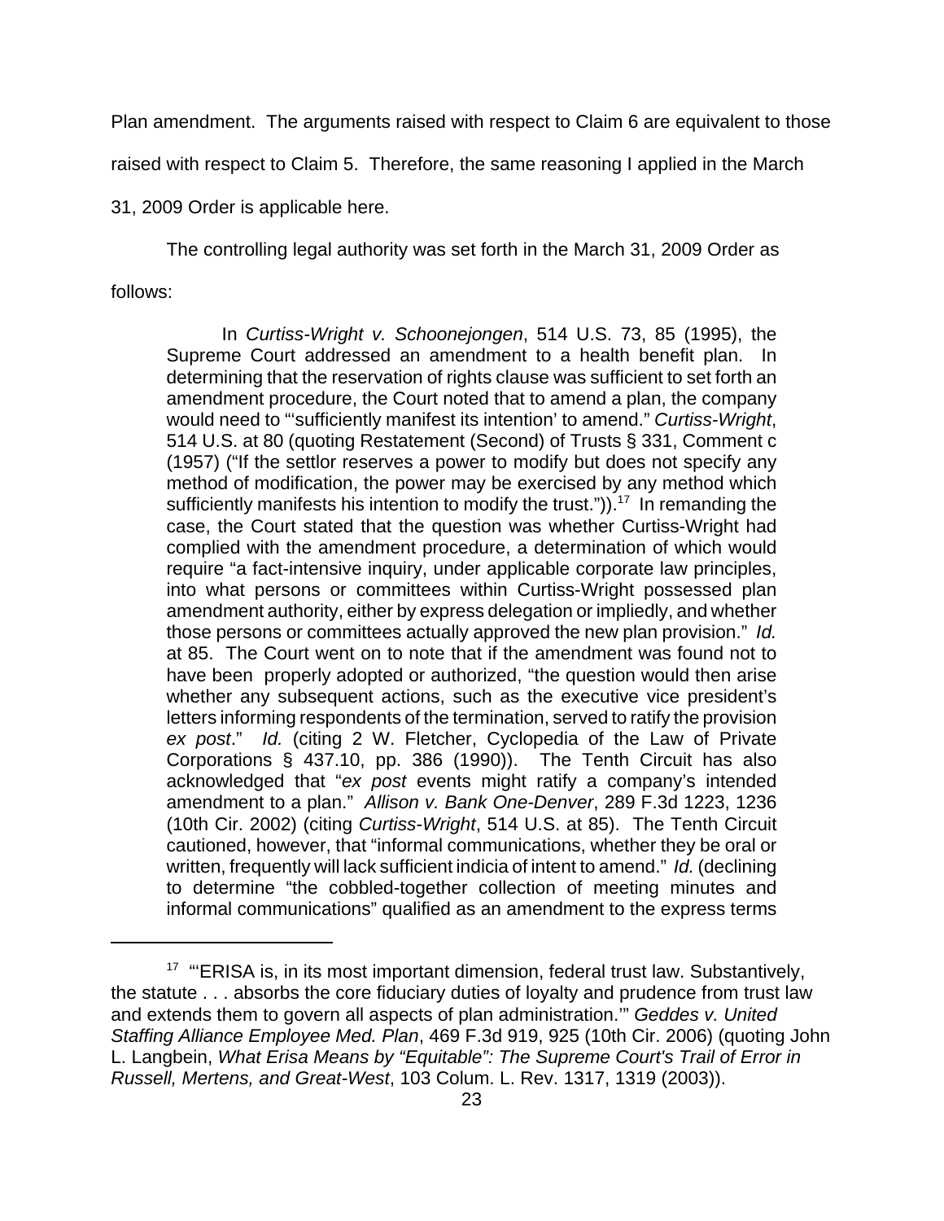Plan amendment. The arguments raised with respect to Claim 6 are equivalent to those raised with respect to Claim 5. Therefore, the same reasoning I applied in the March 31, 2009 Order is applicable here.

The controlling legal authority was set forth in the March 31, 2009 Order as follows:

> In *Curtiss-Wright v. Schoonejongen*, 514 U.S. 73, 85 (1995), the Supreme Court addressed an amendment to a health benefit plan. In determining that the reservation of rights clause was sufficient to set forth an amendment procedure, the Court noted that to amend a plan, the company would need to "'sufficiently manifest its intention' to amend." *Curtiss-Wright*, 514 U.S. at 80 (quoting Restatement (Second) of Trusts § 331, Comment c (1957) ("If the settlor reserves a power to modify but does not specify any method of modification, the power may be exercised by any method which sufficiently manifests his intention to modify the trust.")).[17] In remanding the case, the Court stated that the question was whether Curtiss-Wright had complied with the amendment procedure, a determination of which would require "a fact-intensive inquiry, under applicable corporate law principles, into what persons or committees within Curtiss-Wright possessed plan amendment authority, either by express delegation or impliedly, and whether those persons or committees actually approved the new plan provision." *Id.* at 85. The Court went on to note that if the amendment was found not to have been properly adopted or authorized, "the question would then arise whether any subsequent actions, such as the executive vice president's letters informing respondents of the termination, served to ratify the provision *ex post*." *Id.* (citing 2 W. Fletcher, Cyclopedia of the Law of Private Corporations § 437.10, pp. 386 (1990)). The Tenth Circuit has also acknowledged that "*ex post* events might ratify a company's intended amendment to a plan." *Allison v. Bank One-Denver*, 289 F.3d 1223, 1236 (10th Cir. 2002) (citing *Curtiss-Wright*, 514 U.S. at 85). The Tenth Circuit cautioned, however, that "informal communications, whether they be oral or written, frequently will lack sufficient indicia of intent to amend." *Id.* (declining to determine "the cobbled-together collection of meeting minutes and informal communications" qualified as an amendment to the express terms

---

[17] "'ERISA is, in its most important dimension, federal trust law. Substantively, the statute . . . absorbs the core fiduciary duties of loyalty and prudence from trust law and extends them to govern all aspects of plan administration.'" *Geddes v. United Staffing Alliance Employee Med. Plan*, 469 F.3d 919, 925 (10th Cir. 2006) (quoting John L. Langbein, *What Erisa Means by "Equitable": The Supreme Court's Trail of Error in Russell, Mertens, and Great-West*, 103 Colum. L. Rev. 1317, 1319 (2003)).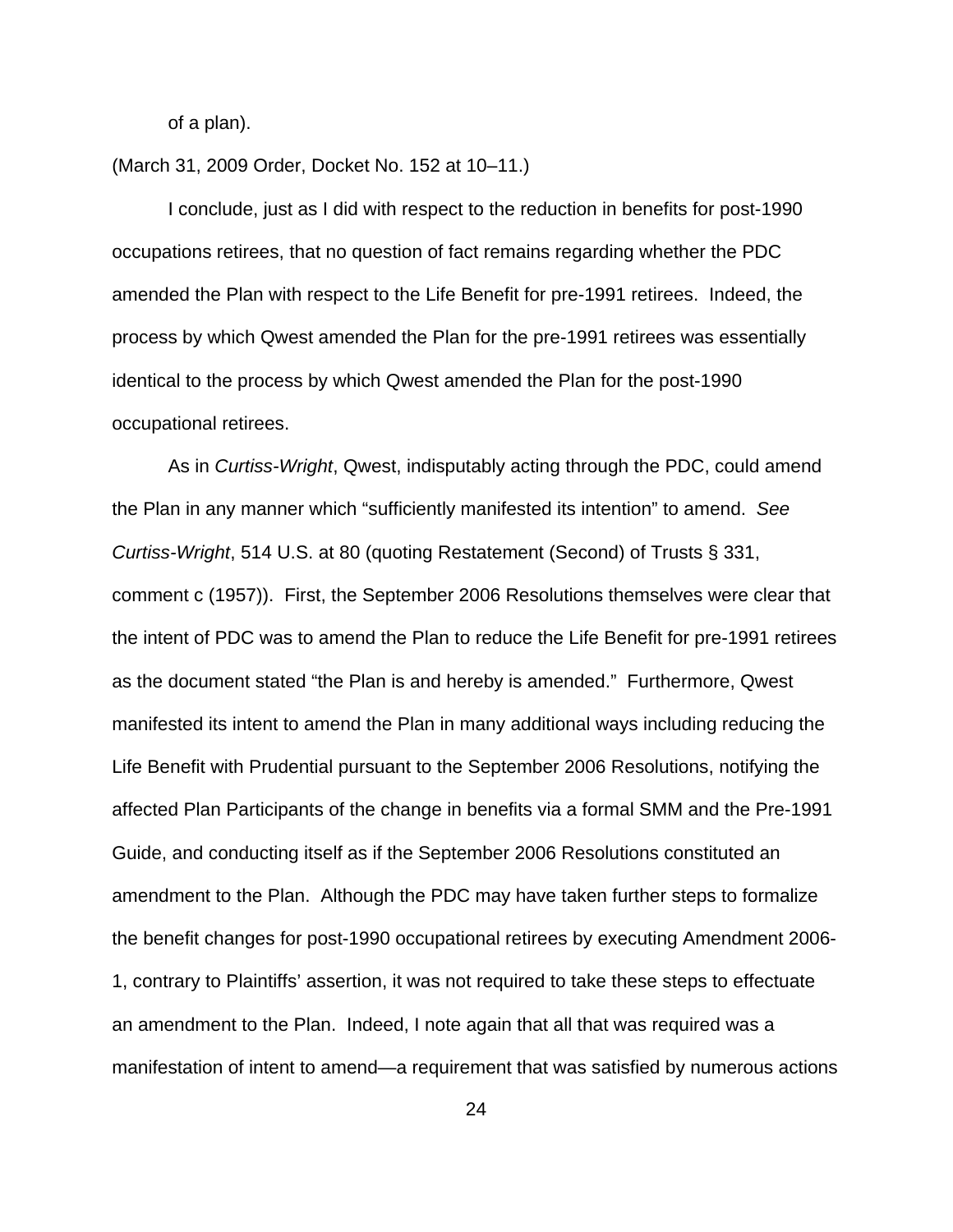of a plan).

(March 31, 2009 Order, Docket No. 152 at 10–11.)

I conclude, just as I did with respect to the reduction in benefits for post-1990 occupations retirees, that no question of fact remains regarding whether the PDC amended the Plan with respect to the Life Benefit for pre-1991 retirees. Indeed, the process by which Qwest amended the Plan for the pre-1991 retirees was essentially identical to the process by which Qwest amended the Plan for the post-1990 occupational retirees.

As in *Curtiss-Wright*, Qwest, indisputably acting through the PDC, could amend the Plan in any manner which "sufficiently manifested its intention" to amend. *See Curtiss-Wright*, 514 U.S. at 80 (quoting Restatement (Second) of Trusts § 331, comment c (1957)). First, the September 2006 Resolutions themselves were clear that the intent of PDC was to amend the Plan to reduce the Life Benefit for pre-1991 retirees as the document stated "the Plan is and hereby is amended." Furthermore, Qwest manifested its intent to amend the Plan in many additional ways including reducing the Life Benefit with Prudential pursuant to the September 2006 Resolutions, notifying the affected Plan Participants of the change in benefits via a formal SMM and the Pre-1991 Guide, and conducting itself as if the September 2006 Resolutions constituted an amendment to the Plan. Although the PDC may have taken further steps to formalize the benefit changes for post-1990 occupational retirees by executing Amendment 2006-1, contrary to Plaintiffs' assertion, it was not required to take these steps to effectuate an amendment to the Plan. Indeed, I note again that all that was required was a manifestation of intent to amend—a requirement that was satisfied by numerous actions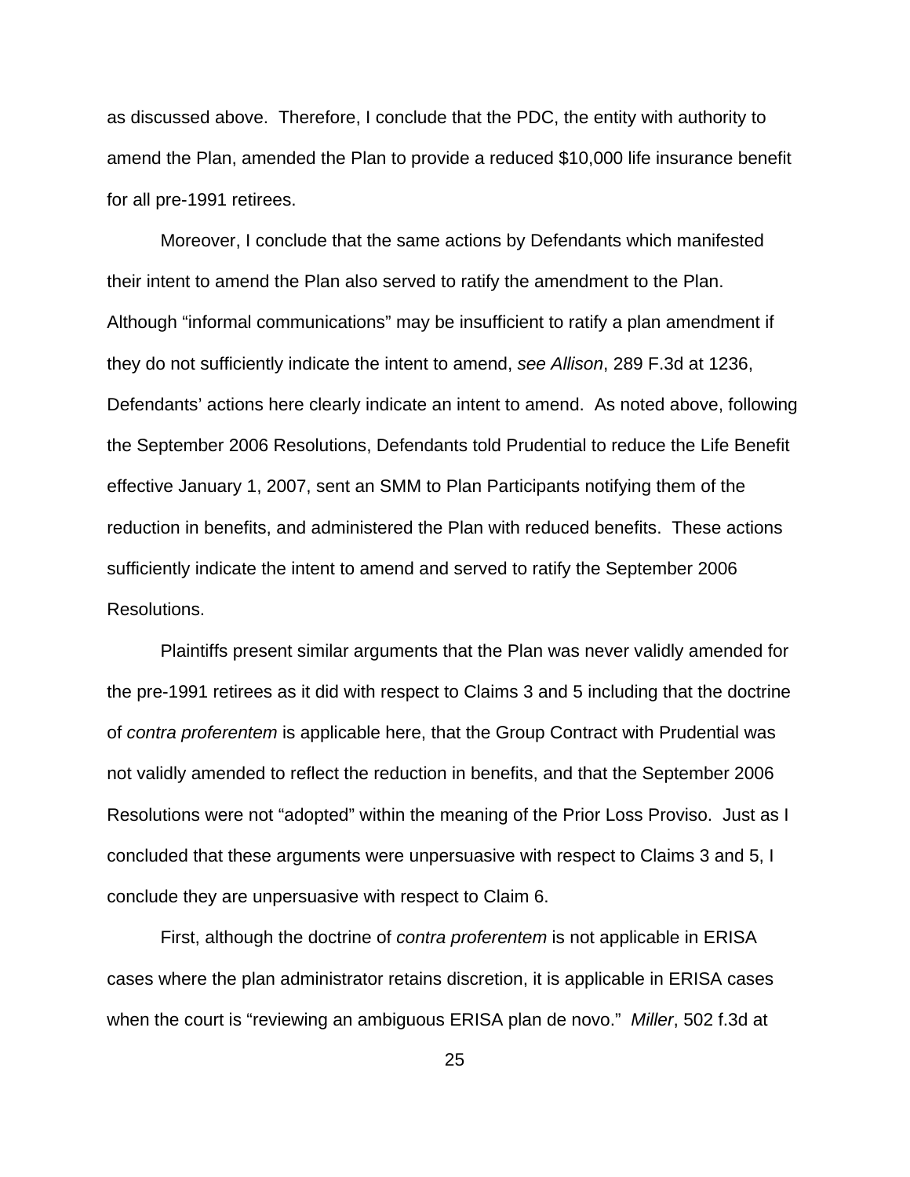as discussed above. Therefore, I conclude that the PDC, the entity with authority to amend the Plan, amended the Plan to provide a reduced $10,000 life insurance benefit for all pre-1991 retirees.

Moreover, I conclude that the same actions by Defendants which manifested their intent to amend the Plan also served to ratify the amendment to the Plan. Although "informal communications" may be insufficient to ratify a plan amendment if they do not sufficiently indicate the intent to amend, *see Allison*, 289 F.3d at 1236, Defendants' actions here clearly indicate an intent to amend. As noted above, following the September 2006 Resolutions, Defendants told Prudential to reduce the Life Benefit effective January 1, 2007, sent an SMM to Plan Participants notifying them of the reduction in benefits, and administered the Plan with reduced benefits. These actions sufficiently indicate the intent to amend and served to ratify the September 2006 Resolutions.

Plaintiffs present similar arguments that the Plan was never validly amended for the pre-1991 retirees as it did with respect to Claims 3 and 5 including that the doctrine of *contra proferentem* is applicable here, that the Group Contract with Prudential was not validly amended to reflect the reduction in benefits, and that the September 2006 Resolutions were not "adopted" within the meaning of the Prior Loss Proviso. Just as I concluded that these arguments were unpersuasive with respect to Claims 3 and 5, I conclude they are unpersuasive with respect to Claim 6.

First, although the doctrine of *contra proferentem* is not applicable in ERISA cases where the plan administrator retains discretion, it is applicable in ERISA cases when the court is "reviewing an ambiguous ERISA plan de novo." *Miller*, 502 f.3d at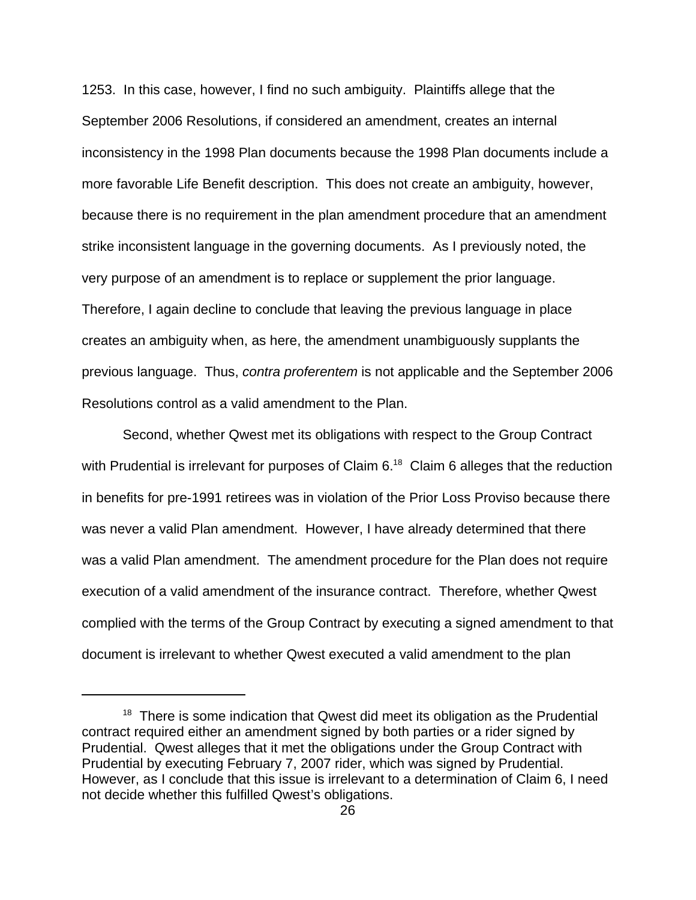1253. In this case, however, I find no such ambiguity. Plaintiffs allege that the September 2006 Resolutions, if considered an amendment, creates an internal inconsistency in the 1998 Plan documents because the 1998 Plan documents include a more favorable Life Benefit description. This does not create an ambiguity, however, because there is no requirement in the plan amendment procedure that an amendment strike inconsistent language in the governing documents. As I previously noted, the very purpose of an amendment is to replace or supplement the prior language. Therefore, I again decline to conclude that leaving the previous language in place creates an ambiguity when, as here, the amendment unambiguously supplants the previous language. Thus, *contra proferentem* is not applicable and the September 2006 Resolutions control as a valid amendment to the Plan.

Second, whether Qwest met its obligations with respect to the Group Contract with Prudential is irrelevant for purposes of Claim 6.[18] Claim 6 alleges that the reduction in benefits for pre-1991 retirees was in violation of the Prior Loss Proviso because there was never a valid Plan amendment. However, I have already determined that there was a valid Plan amendment. The amendment procedure for the Plan does not require execution of a valid amendment of the insurance contract. Therefore, whether Qwest complied with the terms of the Group Contract by executing a signed amendment to that document is irrelevant to whether Qwest executed a valid amendment to the plan

[18] There is some indication that Qwest did meet its obligation as the Prudential contract required either an amendment signed by both parties or a rider signed by Prudential. Qwest alleges that it met the obligations under the Group Contract with Prudential by executing February 7, 2007 rider, which was signed by Prudential. However, as I conclude that this issue is irrelevant to a determination of Claim 6, I need not decide whether this fulfilled Qwest's obligations.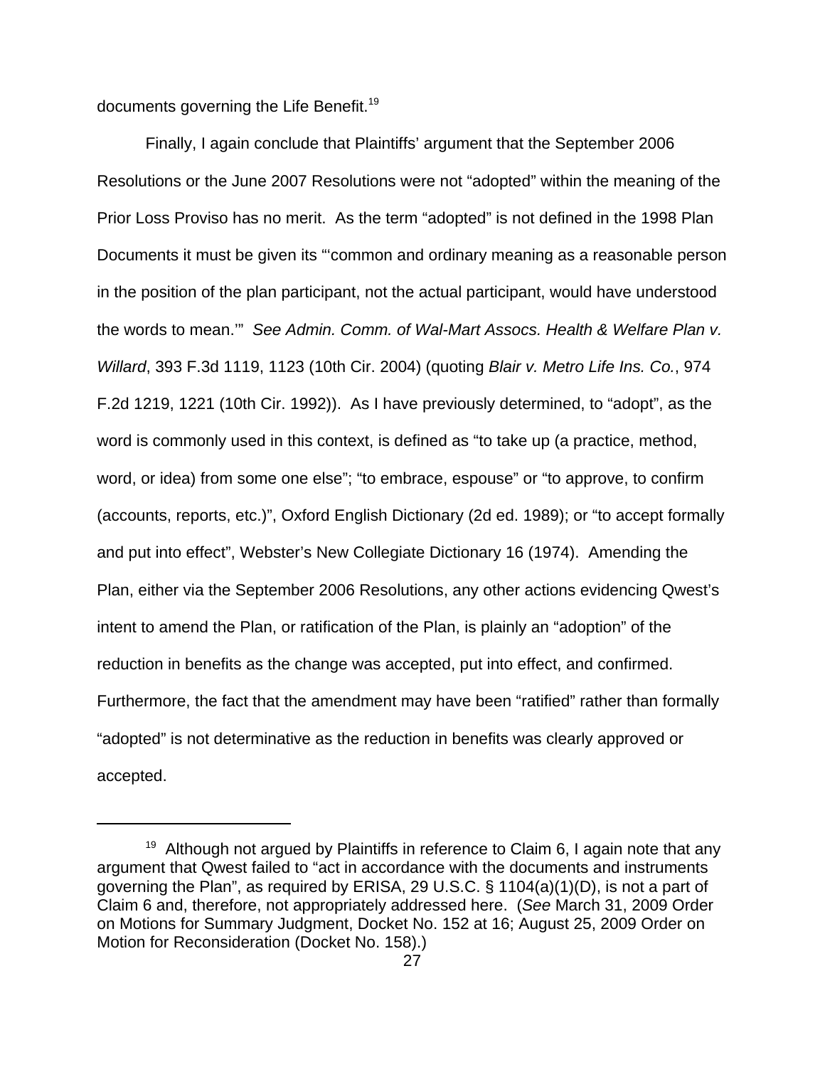documents governing the Life Benefit.[19]

Finally, I again conclude that Plaintiffs' argument that the September 2006 Resolutions or the June 2007 Resolutions were not "adopted" within the meaning of the Prior Loss Proviso has no merit. As the term "adopted" is not defined in the 1998 Plan Documents it must be given its "'common and ordinary meaning as a reasonable person in the position of the plan participant, not the actual participant, would have understood the words to mean.'" *See Admin. Comm. of Wal-Mart Assocs. Health & Welfare Plan v. Willard*, 393 F.3d 1119, 1123 (10th Cir. 2004) (quoting *Blair v. Metro Life Ins. Co.*, 974 F.2d 1219, 1221 (10th Cir. 1992)). As I have previously determined, to "adopt", as the word is commonly used in this context, is defined as "to take up (a practice, method, word, or idea) from some one else"; "to embrace, espouse" or "to approve, to confirm (accounts, reports, etc.)", Oxford English Dictionary (2d ed. 1989); or "to accept formally and put into effect", Webster's New Collegiate Dictionary 16 (1974). Amending the Plan, either via the September 2006 Resolutions, any other actions evidencing Qwest's intent to amend the Plan, or ratification of the Plan, is plainly an "adoption" of the reduction in benefits as the change was accepted, put into effect, and confirmed. Furthermore, the fact that the amendment may have been "ratified" rather than formally "adopted" is not determinative as the reduction in benefits was clearly approved or accepted.

---

[19] Although not argued by Plaintiffs in reference to Claim 6, I again note that any argument that Qwest failed to "act in accordance with the documents and instruments governing the Plan", as required by ERISA, 29 U.S.C. § 1104(a)(1)(D), is not a part of Claim 6 and, therefore, not appropriately addressed here. (*See* March 31, 2009 Order on Motions for Summary Judgment, Docket No. 152 at 16; August 25, 2009 Order on Motion for Reconsideration (Docket No. 158).)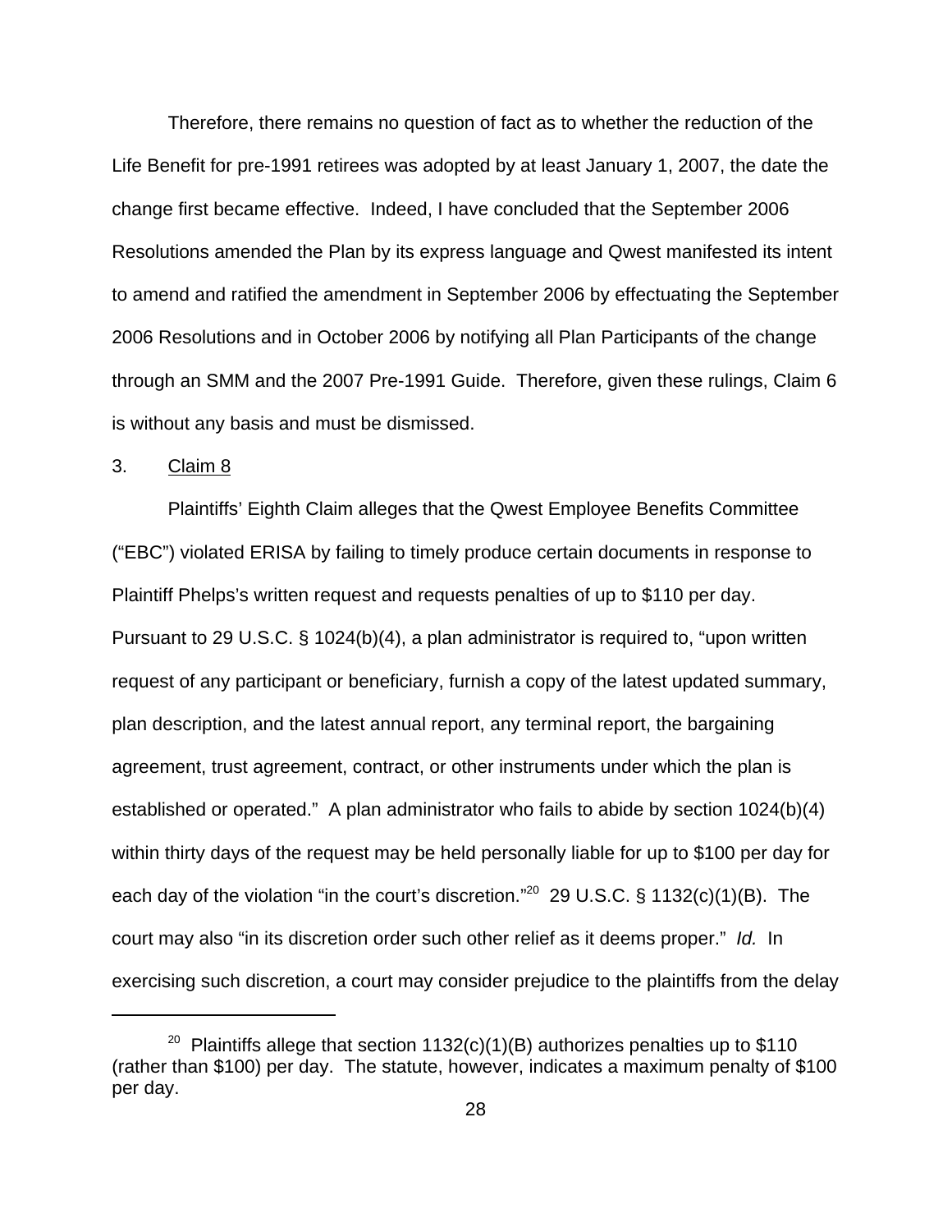Therefore, there remains no question of fact as to whether the reduction of the Life Benefit for pre-1991 retirees was adopted by at least January 1, 2007, the date the change first became effective. Indeed, I have concluded that the September 2006 Resolutions amended the Plan by its express language and Qwest manifested its intent to amend and ratified the amendment in September 2006 by effectuating the September 2006 Resolutions and in October 2006 by notifying all Plan Participants of the change through an SMM and the 2007 Pre-1991 Guide. Therefore, given these rulings, Claim 6 is without any basis and must be dismissed.

3. <u>Claim 8</u>

Plaintiffs' Eighth Claim alleges that the Qwest Employee Benefits Committee ("EBC") violated ERISA by failing to timely produce certain documents in response to Plaintiff Phelps's written request and requests penalties of up to \$110 per day. Pursuant to 29 U.S.C. § 1024(b)(4), a plan administrator is required to, "upon written request of any participant or beneficiary, furnish a copy of the latest updated summary, plan description, and the latest annual report, any terminal report, the bargaining agreement, trust agreement, contract, or other instruments under which the plan is established or operated." A plan administrator who fails to abide by section 1024(b)(4) within thirty days of the request may be held personally liable for up to \$100 per day for each day of the violation "in the court's discretion."[20] 29 U.S.C. § 1132(c)(1)(B). The court may also "in its discretion order such other relief as it deems proper." *Id.* In exercising such discretion, a court may consider prejudice to the plaintiffs from the delay

---

[20] Plaintiffs allege that section 1132(c)(1)(B) authorizes penalties up to \$110 (rather than \$100) per day. The statute, however, indicates a maximum penalty of \$100 per day.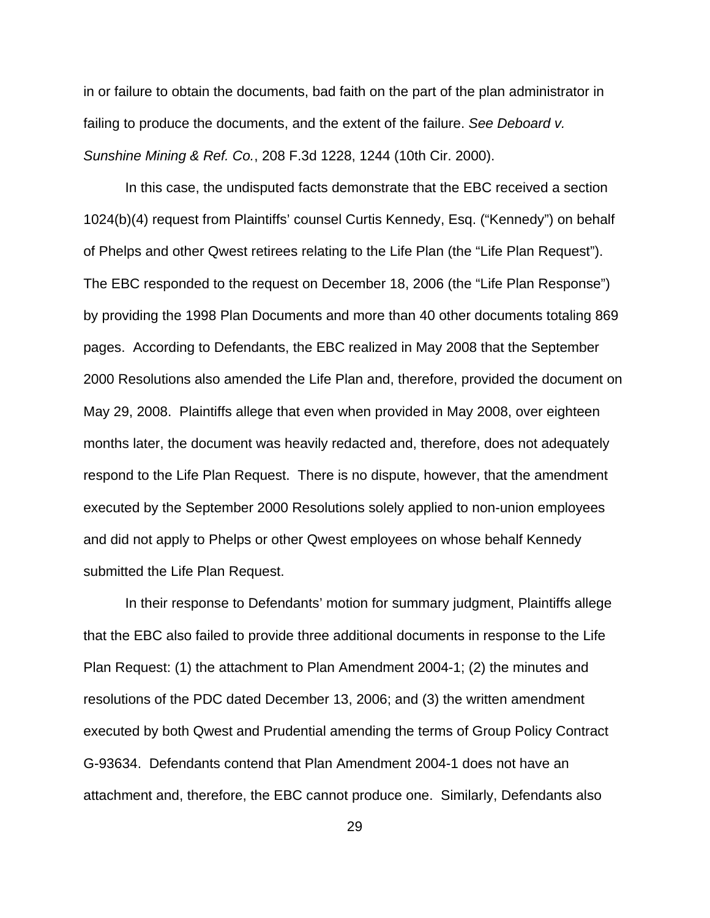in or failure to obtain the documents, bad faith on the part of the plan administrator in failing to produce the documents, and the extent of the failure. *See Deboard v. Sunshine Mining & Ref. Co.*, 208 F.3d 1228, 1244 (10th Cir. 2000).

In this case, the undisputed facts demonstrate that the EBC received a section 1024(b)(4) request from Plaintiffs' counsel Curtis Kennedy, Esq. ("Kennedy") on behalf of Phelps and other Qwest retirees relating to the Life Plan (the "Life Plan Request"). The EBC responded to the request on December 18, 2006 (the "Life Plan Response") by providing the 1998 Plan Documents and more than 40 other documents totaling 869 pages. According to Defendants, the EBC realized in May 2008 that the September 2000 Resolutions also amended the Life Plan and, therefore, provided the document on May 29, 2008. Plaintiffs allege that even when provided in May 2008, over eighteen months later, the document was heavily redacted and, therefore, does not adequately respond to the Life Plan Request. There is no dispute, however, that the amendment executed by the September 2000 Resolutions solely applied to non-union employees and did not apply to Phelps or other Qwest employees on whose behalf Kennedy submitted the Life Plan Request.

In their response to Defendants' motion for summary judgment, Plaintiffs allege that the EBC also failed to provide three additional documents in response to the Life Plan Request: (1) the attachment to Plan Amendment 2004-1; (2) the minutes and resolutions of the PDC dated December 13, 2006; and (3) the written amendment executed by both Qwest and Prudential amending the terms of Group Policy Contract G-93634. Defendants contend that Plan Amendment 2004-1 does not have an attachment and, therefore, the EBC cannot produce one. Similarly, Defendants also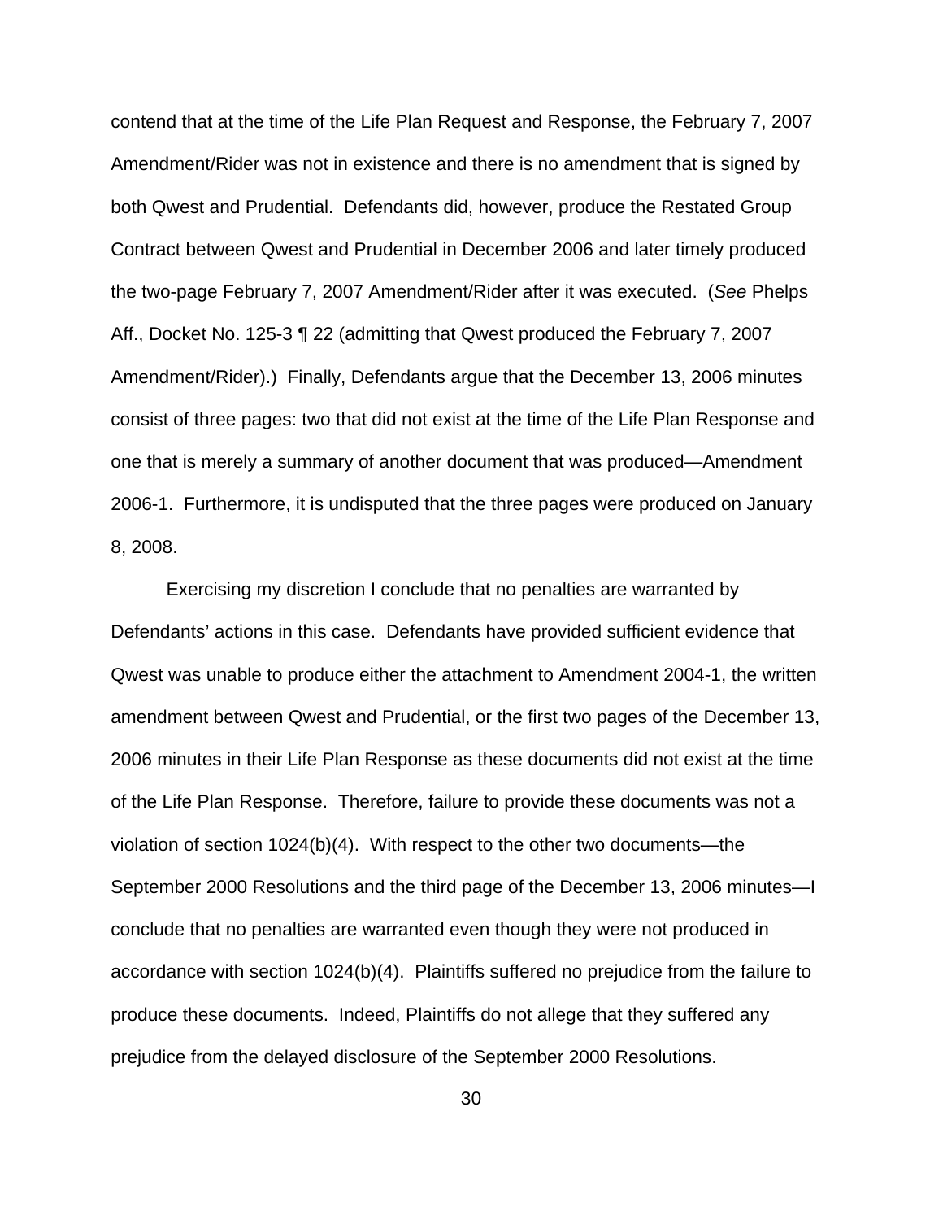contend that at the time of the Life Plan Request and Response, the February 7, 2007 Amendment/Rider was not in existence and there is no amendment that is signed by both Qwest and Prudential. Defendants did, however, produce the Restated Group Contract between Qwest and Prudential in December 2006 and later timely produced the two-page February 7, 2007 Amendment/Rider after it was executed. (*See* Phelps Aff., Docket No. 125-3 ¶ 22 (admitting that Qwest produced the February 7, 2007 Amendment/Rider).) Finally, Defendants argue that the December 13, 2006 minutes consist of three pages: two that did not exist at the time of the Life Plan Response and one that is merely a summary of another document that was produced—Amendment 2006-1. Furthermore, it is undisputed that the three pages were produced on January 8, 2008.

Exercising my discretion I conclude that no penalties are warranted by Defendants' actions in this case. Defendants have provided sufficient evidence that Qwest was unable to produce either the attachment to Amendment 2004-1, the written amendment between Qwest and Prudential, or the first two pages of the December 13, 2006 minutes in their Life Plan Response as these documents did not exist at the time of the Life Plan Response. Therefore, failure to provide these documents was not a violation of section 1024(b)(4). With respect to the other two documents—the September 2000 Resolutions and the third page of the December 13, 2006 minutes—I conclude that no penalties are warranted even though they were not produced in accordance with section 1024(b)(4). Plaintiffs suffered no prejudice from the failure to produce these documents. Indeed, Plaintiffs do not allege that they suffered any prejudice from the delayed disclosure of the September 2000 Resolutions.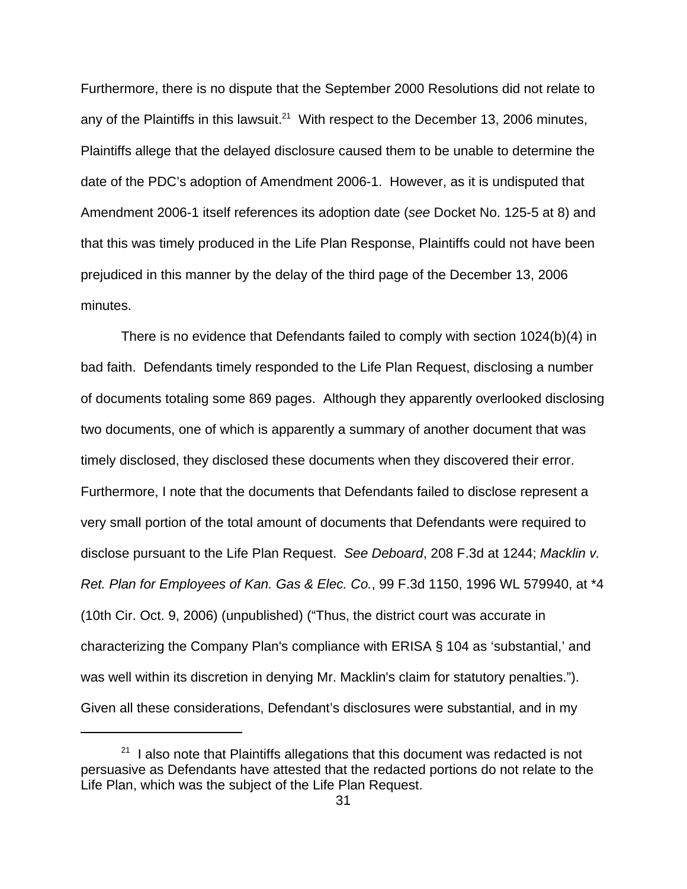Furthermore, there is no dispute that the September 2000 Resolutions did not relate to any of the Plaintiffs in this lawsuit.[21] With respect to the December 13, 2006 minutes, Plaintiffs allege that the delayed disclosure caused them to be unable to determine the date of the PDC's adoption of Amendment 2006-1. However, as it is undisputed that Amendment 2006-1 itself references its adoption date (*see* Docket No. 125-5 at 8) and that this was timely produced in the Life Plan Response, Plaintiffs could not have been prejudiced in this manner by the delay of the third page of the December 13, 2006 minutes.

There is no evidence that Defendants failed to comply with section 1024(b)(4) in bad faith. Defendants timely responded to the Life Plan Request, disclosing a number of documents totaling some 869 pages. Although they apparently overlooked disclosing two documents, one of which is apparently a summary of another document that was timely disclosed, they disclosed these documents when they discovered their error. Furthermore, I note that the documents that Defendants failed to disclose represent a very small portion of the total amount of documents that Defendants were required to disclose pursuant to the Life Plan Request. *See Deboard*, 208 F.3d at 1244; *Macklin v. Ret. Plan for Employees of Kan. Gas & Elec. Co.*, 99 F.3d 1150, 1996 WL 579940, at *4 (10th Cir. Oct. 9, 2006) (unpublished) ("Thus, the district court was accurate in characterizing the Company Plan's compliance with ERISA § 104 as 'substantial,' and was well within its discretion in denying Mr. Macklin's claim for statutory penalties."). Given all these considerations, Defendant's disclosures were substantial, and in my

[21] I also note that Plaintiffs allegations that this document was redacted is not persuasive as Defendants have attested that the redacted portions do not relate to the Life Plan, which was the subject of the Life Plan Request.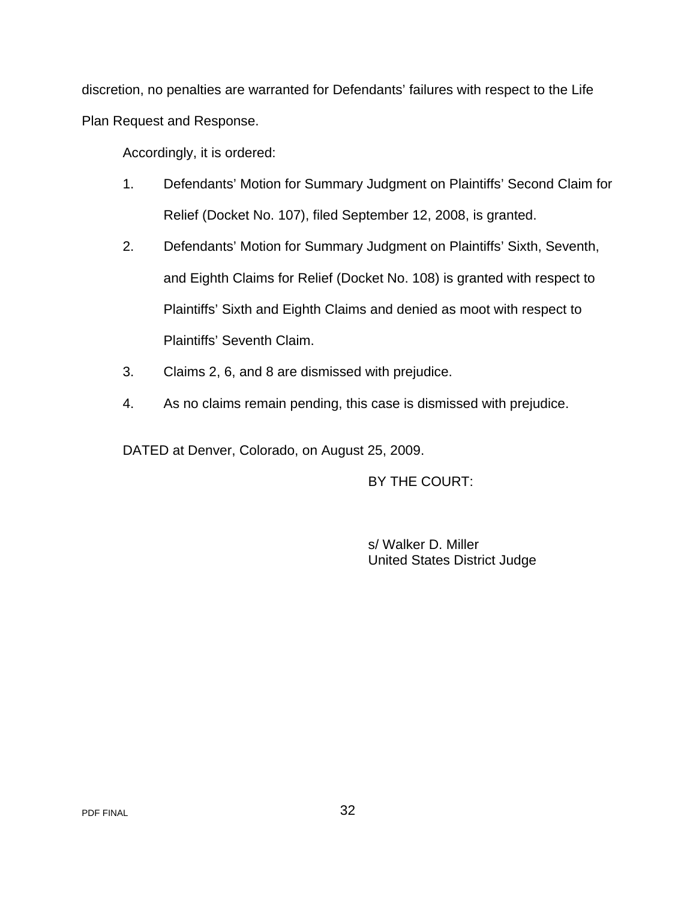discretion, no penalties are warranted for Defendants' failures with respect to the Life Plan Request and Response.

Accordingly, it is ordered:

1. Defendants' Motion for Summary Judgment on Plaintiffs' Second Claim for Relief (Docket No. 107), filed September 12, 2008, is granted.
2. Defendants' Motion for Summary Judgment on Plaintiffs' Sixth, Seventh, and Eighth Claims for Relief (Docket No. 108) is granted with respect to Plaintiffs' Sixth and Eighth Claims and denied as moot with respect to Plaintiffs' Seventh Claim.
3. Claims 2, 6, and 8 are dismissed with prejudice.
4. As no claims remain pending, this case is dismissed with prejudice.

DATED at Denver, Colorado, on August 25, 2009.

BY THE COURT:

s/ Walker D. Miller
United States District Judge

PDF FINAL